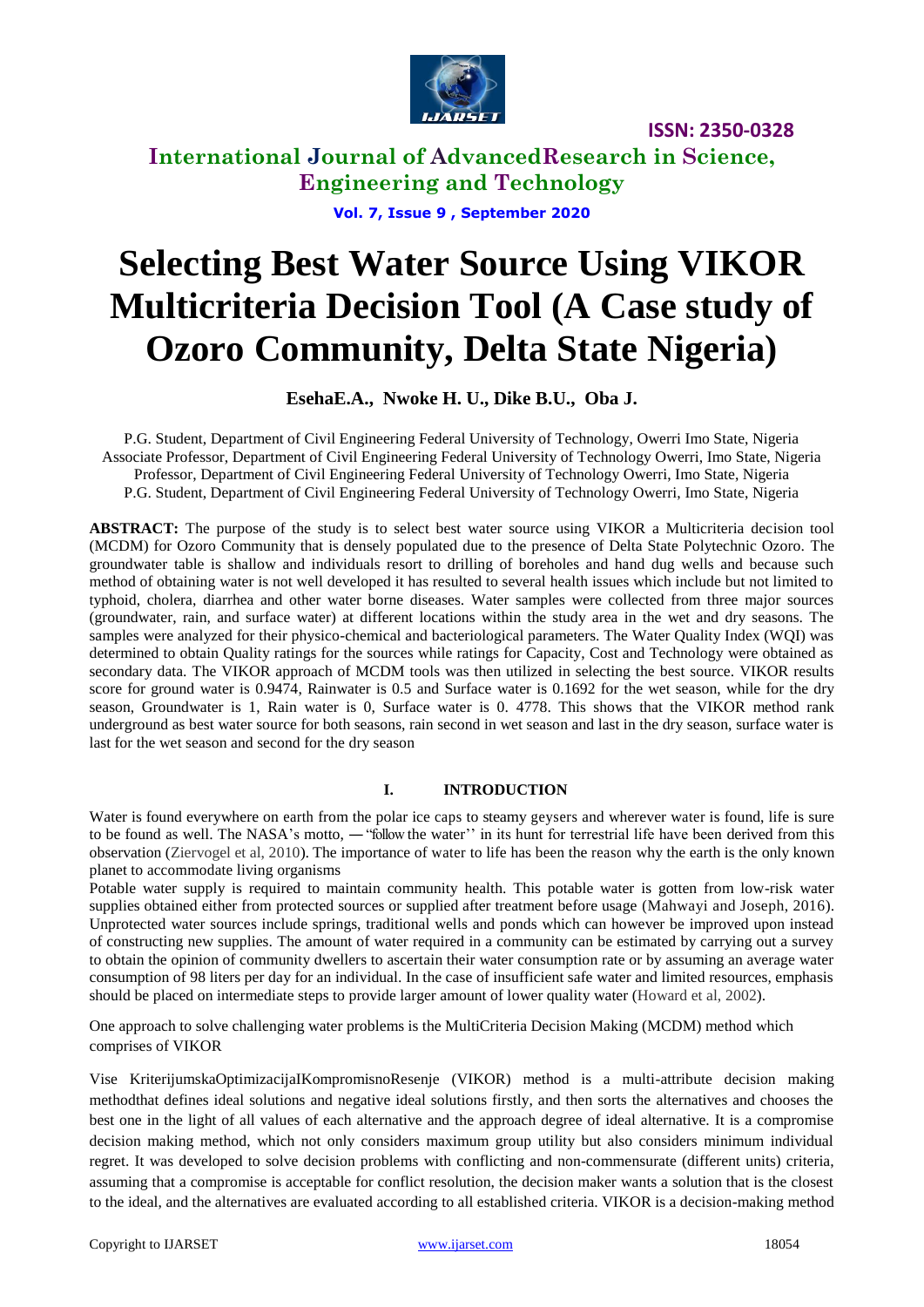# Selecting Best Water Source Using VIKOR Multicriteria Decision Tool (A Case study of Ozoro Community, Delta State Nigeria)

**EsehaE.A., Nwoke H. U., Dike B.U., Oba J.**

P.G. Student, Department of Civil Engineering Federal University of Technology, Owerri Imo State, Nigeria
Associate Professor, Department of Civil Engineering Federal University of Technology Owerri, Imo State, Nigeria
Professor, Department of Civil Engineering Federal University of Technology Owerri, Imo State, Nigeria
P.G. Student, Department of Civil Engineering Federal University of Technology Owerri, Imo State, Nigeria

**ABSTRACT:** The purpose of the study is to select best water source using VIKOR a Multicriteria decision tool (MCDM) for Ozoro Community that is densely populated due to the presence of Delta State Polytechnic Ozoro. The groundwater table is shallow and individuals resort to drilling of boreholes and hand dug wells and because such method of obtaining water is not well developed it has resulted to several health issues which include but not limited to typhoid, cholera, diarrhea and other water borne diseases. Water samples were collected from three major sources (groundwater, rain, and surface water) at different locations within the study area in the wet and dry seasons. The samples were analyzed for their physico-chemical and bacteriological parameters. The Water Quality Index (WQI) was determined to obtain Quality ratings for the sources while ratings for Capacity, Cost and Technology were obtained as secondary data. The VIKOR approach of MCDM tools was then utilized in selecting the best source. VIKOR results score for ground water is 0.9474, Rainwater is 0.5 and Surface water is 0.1692 for the wet season, while for the dry season, Groundwater is 1, Rain water is 0, Surface water is 0. 4778. This shows that the VIKOR method rank underground as best water source for both seasons, rain second in wet season and last in the dry season, surface water is last for the wet season and second for the dry season

## I. INTRODUCTION

Water is found everywhere on earth from the polar ice caps to steamy geysers and wherever water is found, life is sure to be found as well. The NASA's motto, ―"follow the water'' in its hunt for terrestrial life have been derived from this observation (Ziervogel et al, 2010). The importance of water to life has been the reason why the earth is the only known planet to accommodate living organisms

Potable water supply is required to maintain community health. This potable water is gotten from low-risk water supplies obtained either from protected sources or supplied after treatment before usage (Mahwayi and Joseph, 2016). Unprotected water sources include springs, traditional wells and ponds which can however be improved upon instead of constructing new supplies. The amount of water required in a community can be estimated by carrying out a survey to obtain the opinion of community dwellers to ascertain their water consumption rate or by assuming an average water consumption of 98 liters per day for an individual. In the case of insufficient safe water and limited resources, emphasis should be placed on intermediate steps to provide larger amount of lower quality water (Howard et al, 2002).

One approach to solve challenging water problems is the MultiCriteria Decision Making (MCDM) method which comprises of VIKOR

Vise KriterijumskaOptimizacijaIKompromisnoResenje (VIKOR) method is a multi-attribute decision making methodthat defines ideal solutions and negative ideal solutions firstly, and then sorts the alternatives and chooses the best one in the light of all values of each alternative and the approach degree of ideal alternative. It is a compromise decision making method, which not only considers maximum group utility but also considers minimum individual regret. It was developed to solve decision problems with conflicting and non-commensurate (different units) criteria, assuming that a compromise is acceptable for conflict resolution, the decision maker wants a solution that is the closest to the ideal, and the alternatives are evaluated according to all established criteria. VIKOR is a decision-making method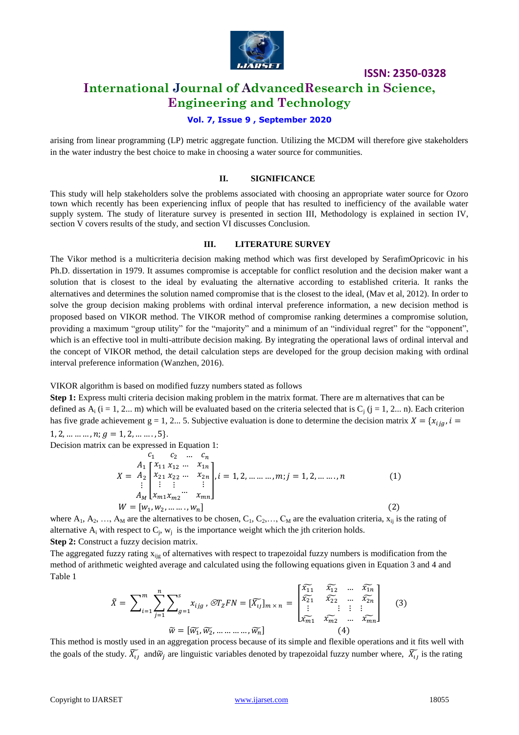arising from linear programming (LP) metric aggregate function. Utilizing the MCDM will therefore give stakeholders in the water industry the best choice to make in choosing a water source for communities.

## II. SIGNIFICANCE

This study will help stakeholders solve the problems associated with choosing an appropriate water source for Ozoro town which recently has been experiencing influx of people that has resulted to inefficiency of the available water supply system. The study of literature survey is presented in section III, Methodology is explained in section IV, section V covers results of the study, and section VI discusses Conclusion.

## III. LITERATURE SURVEY

The Vikor method is a multicriteria decision making method which was first developed by SerafimOpricovic in his Ph.D. dissertation in 1979. It assumes compromise is acceptable for conflict resolution and the decision maker want a solution that is closest to the ideal by evaluating the alternative according to established criteria. It ranks the alternatives and determines the solution named compromise that is the closest to the ideal, (Mav et al, 2012). In order to solve the group decision making problems with ordinal interval preference information, a new decision method is proposed based on VIKOR method. The VIKOR method of compromise ranking determines a compromise solution, providing a maximum "group utility" for the "majority" and a minimum of an "individual regret" for the "opponent", which is an effective tool in multi-attribute decision making. By integrating the operational laws of ordinal interval and the concept of VIKOR method, the detail calculation steps are developed for the group decision making with ordinal interval preference information (Wanzhen, 2016).

VIKOR algorithm is based on modified fuzzy numbers stated as follows

**Step 1:** Express multi criteria decision making problem in the matrix format. There are m alternatives that can be defined as $A_i$ (i = 1, 2... m) which will be evaluated based on the criteria selected that is $C_j$ (j = 1, 2... n). Each criterion has five grade achievement g = 1, 2... 5. Subjective evaluation is done to determine the decision matrix $X = \{x_{ijg}, i = 1, 2, \ldots\ldots\ldots, n; g = 1, 2, \ldots\ldots., 5\}$.

Decision matrix can be expressed in Equation 1:

$$X = \begin{matrix} A_1 \\ A_2 \\ \vdots \\ A_M \end{matrix} \overset{\begin{matrix} c_1 & c_2 & \ldots & c_n \end{matrix}}{\begin{bmatrix} x_{11} & x_{12} & \cdots & x_{1n} \\ x_{21} & x_{22} & \cdots & x_{2n} \\ \vdots & \vdots & & \vdots \\ x_{m1} & x_{m2} & \cdots & x_{mn} \end{bmatrix}}, i = 1, 2, \ldots\ldots\ldots, m; j = 1, 2, \ldots\ldots., n \quad (1)$$

$$W = [w_1, w_2, \ldots\ldots., w_n] \quad (2)$$

where $A_1, A_2, \ldots, A_M$ are the alternatives to be chosen, $C_1, C_2, \ldots, C_M$ are the evaluation criteria, $x_{ij}$ is the rating of alternative $A_i$ with respect to $C_j$, $w_j$ is the importance weight which the jth criterion holds.

**Step 2:** Construct a fuzzy decision matrix.

The aggregated fuzzy rating $x_{ijg}$ of alternatives with respect to trapezoidal fuzzy numbers is modification from the method of arithmetic weighted average and calculated using the following equations given in Equation 3 and 4 and Table 1

$$\tilde{X} = \sum_{i=1}^{m} \sum_{j=1}^{n} \sum_{g=1}^{s} x_{ijg}\, , \otimes T_Z FN = [\widetilde{X_{ij}}]_{m \times n} = \begin{bmatrix} \widetilde{x_{11}} & \widetilde{x_{12}} & \ldots & \widetilde{x_{1n}} \\ \widetilde{x_{21}} & \widetilde{x_{22}} & \ldots & \widetilde{x_{2n}} \\ \vdots & \vdots & \vdots & \vdots \\ \widetilde{x_{m1}} & \widetilde{x_{m2}} & \ldots & \widetilde{x_{mn}} \end{bmatrix} \quad (3)$$

$$\tilde{w} = [\widetilde{w_1}, \widetilde{w_2}, \ldots\ldots\ldots\ldots, \widetilde{w_n}] \quad (4)$$

This method is mostly used in an aggregation process because of its simple and flexible operations and it fits well with the goals of the study. $\widetilde{X_{ij}}$ and $\widetilde{w_j}$ are linguistic variables denoted by trapezoidal fuzzy number where, $\widetilde{X_{ij}}$ is the rating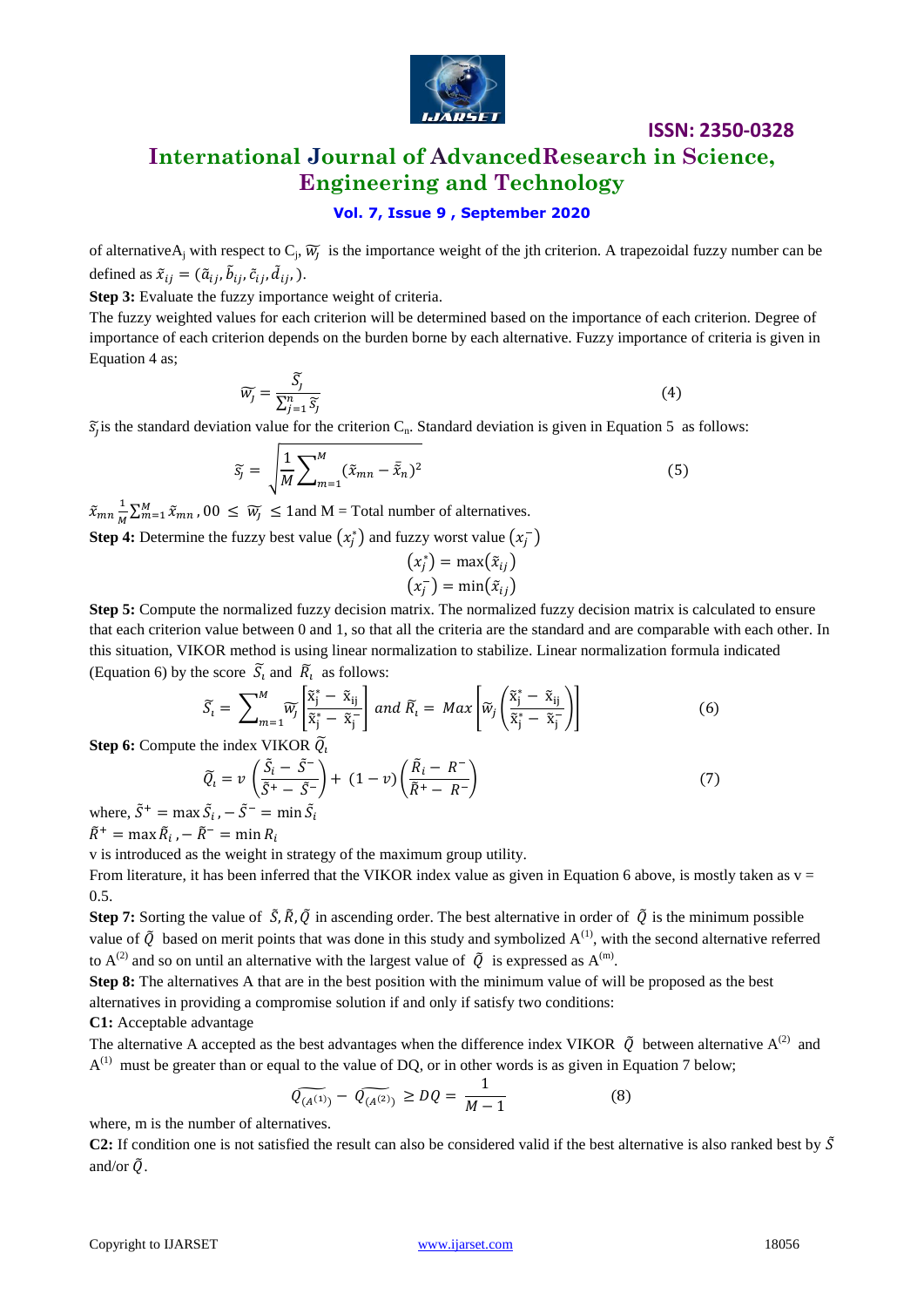of alternative $A_j$ with respect to $C_j$, $\widetilde{w_j}$ is the importance weight of the jth criterion. A trapezoidal fuzzy number can be defined as $\tilde{x}_{ij} = (\tilde{a}_{ij}, \tilde{b}_{ij}, \tilde{c}_{ij}, \tilde{d}_{ij},)$.

**Step 3:** Evaluate the fuzzy importance weight of criteria.

The fuzzy weighted values for each criterion will be determined based on the importance of each criterion. Degree of importance of each criterion depends on the burden borne by each alternative. Fuzzy importance of criteria is given in Equation 4 as;

$$\widetilde{w_j} = \frac{\widetilde{S_j}}{\sum_{j=1}^{n} \widetilde{S_j}} \tag{4}$$

$\widetilde{s_j}$ is the standard deviation value for the criterion $C_n$. Standard deviation is given in Equation 5 as follows:

$$\widetilde{s_j} = \sqrt{\frac{1}{M}\sum_{m=1}^{M} (\tilde{x}_{mn} - \bar{\tilde{x}}_n)^2} \tag{5}$$

$\tilde{x}_{mn} \frac{1}{M}\sum_{m=1}^{M} \tilde{x}_{mn}$, $00 \leq \widetilde{w_j} \leq 1$ and M = Total number of alternatives.

**Step 4:** Determine the fuzzy best value $(x_j^*)$ and fuzzy worst value $(x_j^-)$

$$(x_j^*) = \max(\tilde{x}_{ij})$$
$$(x_j^-) = \min(\tilde{x}_{ij})$$

**Step 5:** Compute the normalized fuzzy decision matrix. The normalized fuzzy decision matrix is calculated to ensure that each criterion value between 0 and 1, so that all the criteria are the standard and are comparable with each other. In this situation, VIKOR method is using linear normalization to stabilize. Linear normalization formula indicated (Equation 6) by the score $\widetilde{S_\iota}$ and $\widetilde{R_\iota}$ as follows:

$$\widetilde{S_\iota} = \sum_{m=1}^{M} \widetilde{w_j} \left[\frac{\tilde{x}_j^* - \tilde{x}_{ij}}{\tilde{x}_j^* - \tilde{x}_j^-}\right] \; and \; \widetilde{R_\iota} = Max\left[\widetilde{w}_j\left(\frac{\tilde{x}_j^* - \tilde{x}_{ij}}{\tilde{x}_j^* - \tilde{x}_j^-}\right)\right] \tag{6}$$

**Step 6:** Compute the index VIKOR $\widetilde{Q_\iota}$

$$\widetilde{Q_\iota} = v\left(\frac{\tilde{S}_i - \tilde{S}^-}{\tilde{S}^+ - \tilde{S}^-}\right) + (1 - v)\left(\frac{\tilde{R}_i - R^-}{\tilde{R}^+ - R^-}\right) \tag{7}$$

where, $\tilde{S}^+ = \max \tilde{S}_i, -\tilde{S}^- = \min \tilde{S}_i$

$\tilde{R}^+ = \max \tilde{R}_i, -\tilde{R}^- = \min R_i$

v is introduced as the weight in strategy of the maximum group utility.

From literature, it has been inferred that the VIKOR index value as given in Equation 6 above, is mostly taken as v = 0.5.

**Step 7:** Sorting the value of $\tilde{S}, \tilde{R}, \tilde{Q}$ in ascending order. The best alternative in order of $\tilde{Q}$ is the minimum possible value of $\tilde{Q}$ based on merit points that was done in this study and symbolized $A^{(1)}$, with the second alternative referred to $A^{(2)}$ and so on until an alternative with the largest value of $\tilde{Q}$ is expressed as $A^{(m)}$.

**Step 8:** The alternatives A that are in the best position with the minimum value of will be proposed as the best alternatives in providing a compromise solution if and only if satisfy two conditions:

**C1:** Acceptable advantage

The alternative A accepted as the best advantages when the difference index VIKOR $\tilde{Q}$ between alternative $A^{(2)}$ and $A^{(1)}$ must be greater than or equal to the value of DQ, or in other words is as given in Equation 7 below;

$$\widetilde{Q_{(A^{(1)})}} - \widetilde{Q_{(A^{(2)})}} \geq DQ = \frac{1}{M - 1} \tag{8}$$

where, m is the number of alternatives.

**C2:** If condition one is not satisfied the result can also be considered valid if the best alternative is also ranked best by $\tilde{S}$ and/or $\tilde{Q}$.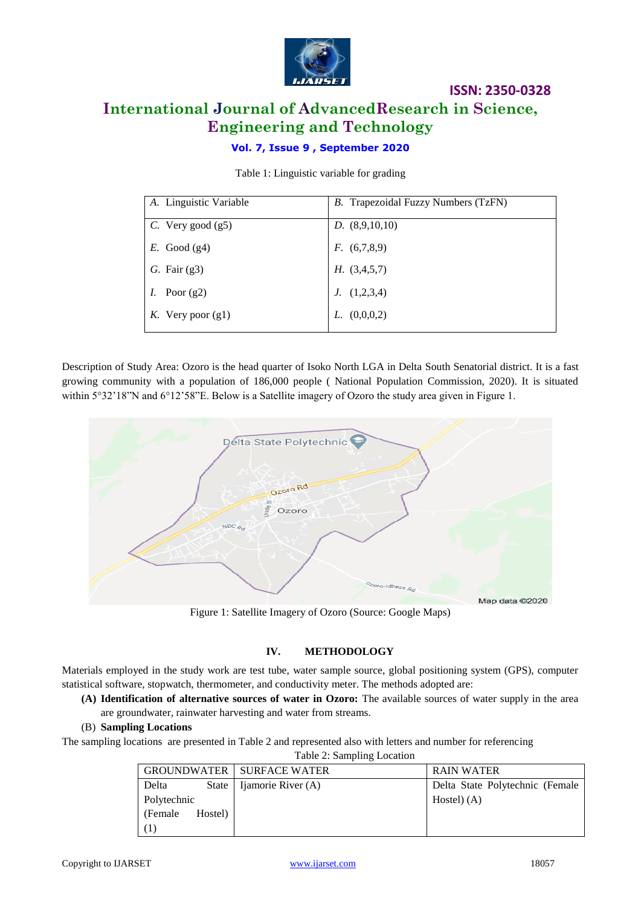Table 1: Linguistic variable for grading

| A. Linguistic Variable | B. Trapezoidal Fuzzy Numbers (TzFN) |
|---|---|
| C. Very good (g5) | D. (8,9,10,10) |
| E. Good (g4) | F. (6,7,8,9) |
| G. Fair (g3) | H. (3,4,5,7) |
| I. Poor (g2) | J. (1,2,3,4) |
| K. Very poor (g1) | L. (0,0,0,2) |

Description of Study Area: Ozoro is the head quarter of Isoko North LGA in Delta South Senatorial district. It is a fast growing community with a population of 186,000 people ( National Population Commission, 2020). It is situated within 5°32'18"N and 6°12'58"E. Below is a Satellite imagery of Ozoro the study area given in Figure 1.

Figure 1: Satellite Imagery of Ozoro (Source: Google Maps)

## IV. METHODOLOGY

Materials employed in the study work are test tube, water sample source, global positioning system (GPS), computer statistical software, stopwatch, thermometer, and conductivity meter. The methods adopted are:

**(A) Identification of alternative sources of water in Ozoro:** The available sources of water supply in the area are groundwater, rainwater harvesting and water from streams.

(B) **Sampling Locations**

The sampling locations are presented in Table 2 and represented also with letters and number for referencing

Table 2: Sampling Location

| GROUNDWATER | SURFACE WATER | RAIN WATER |
|---|---|---|
| Delta State Polytechnic (Female Hostel) (1) | Ijamorie River (A) | Delta State Polytechnic (Female Hostel) (A) |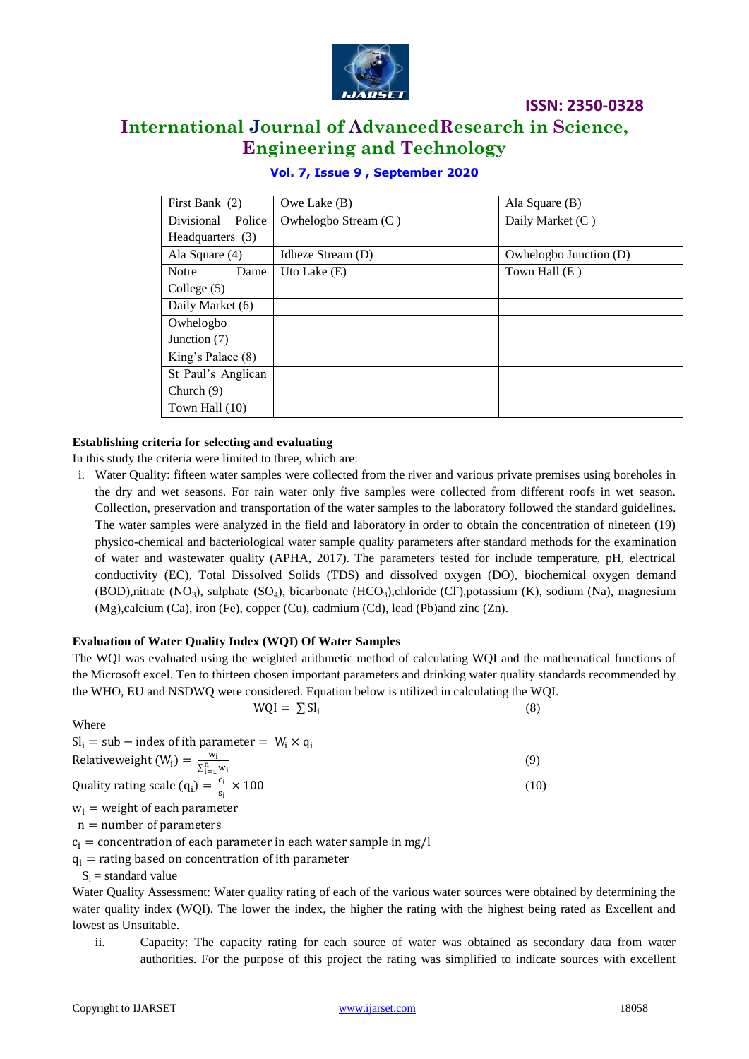| First Bank (2) | Owe Lake (B) | Ala Square (B) |
|---|---|---|
| Divisional Police Headquarters (3) | Owhelogbo Stream (C ) | Daily Market (C ) |
| Ala Square (4) | Idheze Stream (D) | Owhelogbo Junction (D) |
| Notre Dame College (5) | Uto Lake (E) | Town Hall (E ) |
| Daily Market (6) | | |
| Owhelogbo Junction (7) | | |
| King's Palace (8) | | |
| St Paul's Anglican Church (9) | | |
| Town Hall (10) | | |

**Establishing criteria for selecting and evaluating**

In this study the criteria were limited to three, which are:

i. Water Quality: fifteen water samples were collected from the river and various private premises using boreholes in the dry and wet seasons. For rain water only five samples were collected from different roofs in wet season. Collection, preservation and transportation of the water samples to the laboratory followed the standard guidelines. The water samples were analyzed in the field and laboratory in order to obtain the concentration of nineteen (19) physico-chemical and bacteriological water sample quality parameters after standard methods for the examination of water and wastewater quality (APHA, 2017). The parameters tested for include temperature, pH, electrical conductivity (EC), Total Dissolved Solids (TDS) and dissolved oxygen (DO), biochemical oxygen demand (BOD),nitrate ($NO_3$), sulphate ($SO_4$), bicarbonate ($HCO_3$),chloride ($Cl^-$),potassium (K), sodium (Na), magnesium (Mg),calcium (Ca), iron (Fe), copper (Cu), cadmium (Cd), lead (Pb)and zinc (Zn).

**Evaluation of Water Quality Index (WQI) Of Water Samples**

The WQI was evaluated using the weighted arithmetic method of calculating WQI and the mathematical functions of the Microsoft excel. Ten to thirteen chosen important parameters and drinking water quality standards recommended by the WHO, EU and NSDWQ were considered. Equation below is utilized in calculating the WQI.

$$\mathrm{WQI} = \sum \mathrm{Sl_i} \qquad (8)$$

Where

$\mathrm{Sl_i} = \text{sub} - \text{index of ith parameter} = \mathrm{W_i} \times \mathrm{q_i}$

$$\text{Relativeweight } (\mathrm{W_i}) = \frac{\mathrm{w_i}}{\sum_{i=1}^{n} \mathrm{w_i}} \qquad (9)$$

$$\text{Quality rating scale } (\mathrm{q_i}) = \frac{\mathrm{c_i}}{\mathrm{s_i}} \times 100 \qquad (10)$$

$\mathrm{w_i}$ = weight of each parameter

$n$ = number of parameters

$\mathrm{c_i}$ = concentration of each parameter in each water sample in mg/l

$\mathrm{q_i}$ = rating based on concentration of ith parameter

$S_i$ = standard value

Water Quality Assessment: Water quality rating of each of the various water sources were obtained by determining the water quality index (WQI). The lower the index, the higher the rating with the highest being rated as Excellent and lowest as Unsuitable.

ii. Capacity: The capacity rating for each source of water was obtained as secondary data from water authorities. For the purpose of this project the rating was simplified to indicate sources with excellent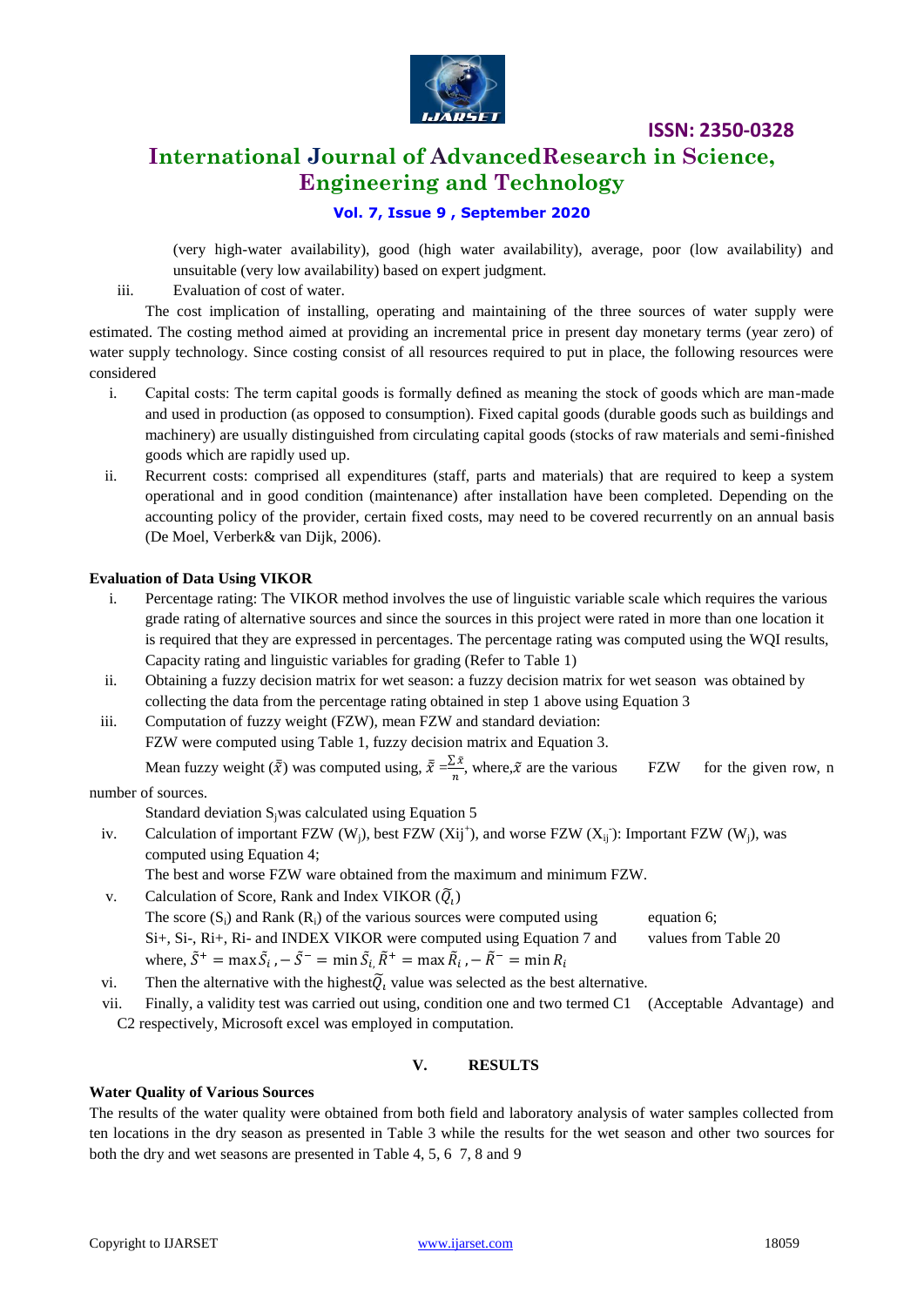(very high-water availability), good (high water availability), average, poor (low availability) and unsuitable (very low availability) based on expert judgment.

iii. Evaluation of cost of water.

The cost implication of installing, operating and maintaining of the three sources of water supply were estimated. The costing method aimed at providing an incremental price in present day monetary terms (year zero) of water supply technology. Since costing consist of all resources required to put in place, the following resources were considered

i. Capital costs: The term capital goods is formally defined as meaning the stock of goods which are man-made and used in production (as opposed to consumption). Fixed capital goods (durable goods such as buildings and machinery) are usually distinguished from circulating capital goods (stocks of raw materials and semi-finished goods which are rapidly used up.
ii. Recurrent costs: comprised all expenditures (staff, parts and materials) that are required to keep a system operational and in good condition (maintenance) after installation have been completed. Depending on the accounting policy of the provider, certain fixed costs, may need to be covered recurrently on an annual basis (De Moel, Verberk& van Dijk, 2006).

**Evaluation of Data Using VIKOR**

i. Percentage rating: The VIKOR method involves the use of linguistic variable scale which requires the various grade rating of alternative sources and since the sources in this project were rated in more than one location it is required that they are expressed in percentages. The percentage rating was computed using the WQI results, Capacity rating and linguistic variables for grading (Refer to Table 1)
ii. Obtaining a fuzzy decision matrix for wet season: a fuzzy decision matrix for wet season was obtained by collecting the data from the percentage rating obtained in step 1 above using Equation 3
iii. Computation of fuzzy weight (FZW), mean FZW and standard deviation:
FZW were computed using Table 1, fuzzy decision matrix and Equation 3.
Mean fuzzy weight ($\tilde{\bar{x}}$) was computed using, $\tilde{\bar{x}} = \frac{\sum \tilde{x}}{n}$, where, $\tilde{x}$ are the various FZW for the given row, n number of sources.
Standard deviation $S_j$ was calculated using Equation 5
iv. Calculation of important FZW ($W_j$), best FZW ($Xij^+$), and worse FZW ($X_{ij}^-$): Important FZW ($W_j$), was computed using Equation 4;
The best and worse FZW ware obtained from the maximum and minimum FZW.
v. Calculation of Score, Rank and Index VIKOR ($\widetilde{Q}_i$)
The score ($S_i$) and Rank ($R_i$) of the various sources were computed using equation 6;
Si+, Si-, Ri+, Ri- and INDEX VIKOR were computed using Equation 7 and values from Table 20
where, $\tilde{S}^+ = \max \tilde{S}_i, - \tilde{S}^- = \min \tilde{S}_i, \tilde{R}^+ = \max \tilde{R}_i, - \tilde{R}^- = \min R_i$
vi. Then the alternative with the highest $\widetilde{Q}_i$ value was selected as the best alternative.
vii. Finally, a validity test was carried out using, condition one and two termed C1 (Acceptable Advantage) and C2 respectively, Microsoft excel was employed in computation.

## V. RESULTS

**Water Quality of Various Sources**

The results of the water quality were obtained from both field and laboratory analysis of water samples collected from ten locations in the dry season as presented in Table 3 while the results for the wet season and other two sources for both the dry and wet seasons are presented in Table 4, 5, 6 7, 8 and 9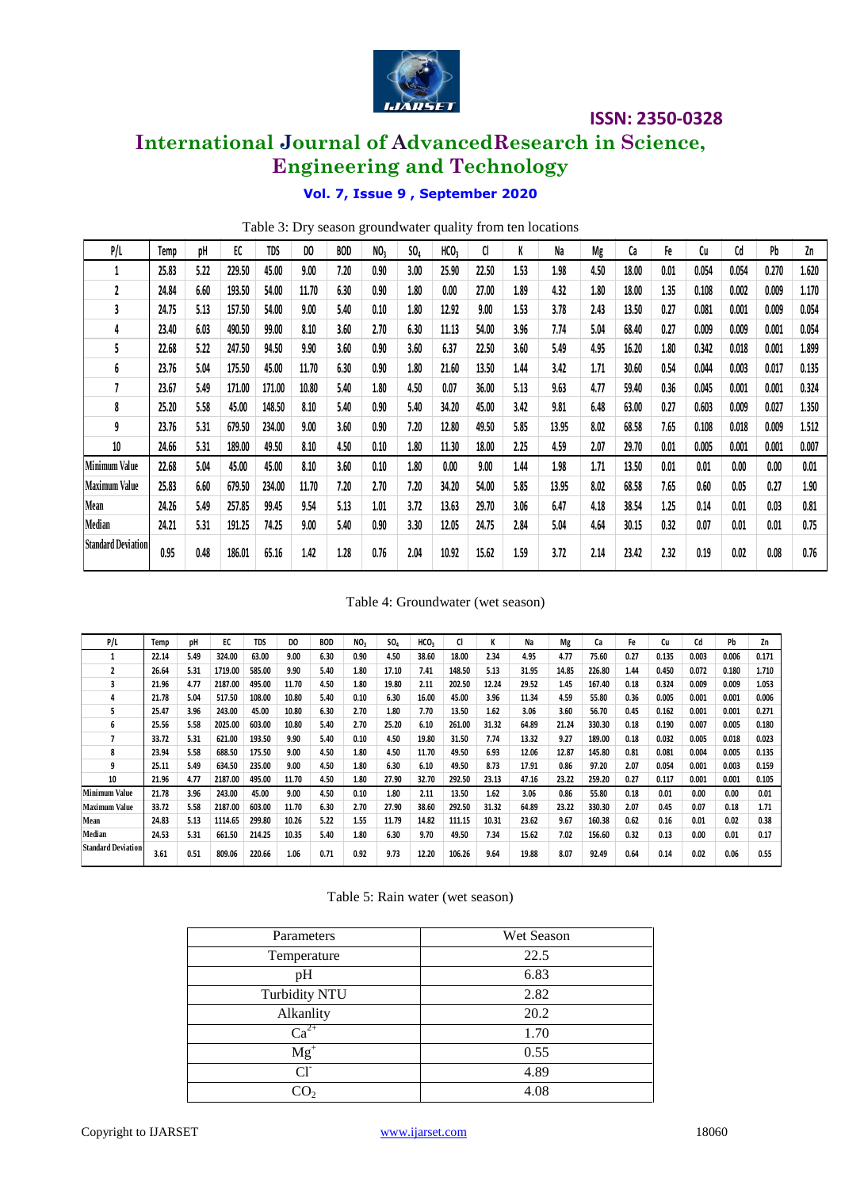Table 3: Dry season groundwater quality from ten locations

| P/L | Temp | pH | EC | TDS | DO | BOD | $NO_3$ | $SO_4$ | $HCO_3$ | Cl | K | Na | Mg | Ca | Fe | Cu | Cd | Pb | Zn |
|---|---|---|---|---|---|---|---|---|---|---|---|---|---|---|---|---|---|---|---|
| 1 | 25.83 | 5.22 | 229.50 | 45.00 | 9.00 | 7.20 | 0.90 | 3.00 | 25.90 | 22.50 | 1.53 | 1.98 | 4.50 | 18.00 | 0.01 | 0.054 | 0.054 | 0.270 | 1.620 |
| 2 | 24.84 | 6.60 | 193.50 | 54.00 | 11.70 | 6.30 | 0.90 | 1.80 | 0.00 | 27.00 | 1.89 | 4.32 | 1.80 | 18.00 | 1.35 | 0.108 | 0.002 | 0.009 | 1.170 |
| 3 | 24.75 | 5.13 | 157.50 | 54.00 | 9.00 | 5.40 | 0.10 | 1.80 | 12.92 | 9.00 | 1.53 | 3.78 | 2.43 | 13.50 | 0.27 | 0.081 | 0.001 | 0.009 | 0.054 |
| 4 | 23.40 | 6.03 | 490.50 | 99.00 | 8.10 | 3.60 | 2.70 | 6.30 | 11.13 | 54.00 | 3.96 | 7.74 | 5.04 | 68.40 | 0.27 | 0.009 | 0.009 | 0.001 | 0.054 |
| 5 | 22.68 | 5.22 | 247.50 | 94.50 | 9.90 | 3.60 | 0.90 | 3.60 | 6.37 | 22.50 | 3.60 | 5.49 | 4.95 | 16.20 | 1.80 | 0.342 | 0.018 | 0.001 | 1.899 |
| 6 | 23.76 | 5.04 | 175.50 | 45.00 | 11.70 | 6.30 | 0.90 | 1.80 | 21.60 | 13.50 | 1.44 | 3.42 | 1.71 | 30.60 | 0.54 | 0.044 | 0.003 | 0.017 | 0.135 |
| 7 | 23.67 | 5.49 | 171.00 | 171.00 | 10.80 | 5.40 | 1.80 | 4.50 | 0.07 | 36.00 | 5.13 | 9.63 | 4.77 | 59.40 | 0.36 | 0.045 | 0.001 | 0.001 | 0.324 |
| 8 | 25.20 | 5.58 | 45.00 | 148.50 | 8.10 | 5.40 | 0.90 | 5.40 | 34.20 | 45.00 | 3.42 | 9.81 | 6.48 | 63.00 | 0.27 | 0.603 | 0.009 | 0.027 | 1.350 |
| 9 | 23.76 | 5.31 | 679.50 | 234.00 | 9.00 | 3.60 | 0.90 | 7.20 | 12.80 | 49.50 | 5.85 | 13.95 | 8.02 | 68.58 | 7.65 | 0.108 | 0.018 | 0.009 | 1.512 |
| 10 | 24.66 | 5.31 | 189.00 | 49.50 | 8.10 | 4.50 | 0.10 | 1.80 | 11.30 | 18.00 | 2.25 | 4.59 | 2.07 | 29.70 | 0.01 | 0.005 | 0.001 | 0.001 | 0.007 |
| Minimum Value | 22.68 | 5.04 | 45.00 | 45.00 | 8.10 | 3.60 | 0.10 | 1.80 | 0.00 | 9.00 | 1.44 | 1.98 | 1.71 | 13.50 | 0.01 | 0.01 | 0.00 | 0.00 | 0.01 |
| Maximum Value | 25.83 | 6.60 | 679.50 | 234.00 | 11.70 | 7.20 | 2.70 | 7.20 | 34.20 | 54.00 | 5.85 | 13.95 | 8.02 | 68.58 | 7.65 | 0.60 | 0.05 | 0.27 | 1.90 |
| Mean | 24.26 | 5.49 | 257.85 | 99.45 | 9.54 | 5.13 | 1.01 | 3.72 | 13.63 | 29.70 | 3.06 | 6.47 | 4.18 | 38.54 | 1.25 | 0.14 | 0.01 | 0.03 | 0.81 |
| Median | 24.21 | 5.31 | 191.25 | 74.25 | 9.00 | 5.40 | 0.90 | 3.30 | 12.05 | 24.75 | 2.84 | 5.04 | 4.64 | 30.15 | 0.32 | 0.07 | 0.01 | 0.01 | 0.75 |
| Standard Deviation | 0.95 | 0.48 | 186.01 | 65.16 | 1.42 | 1.28 | 0.76 | 2.04 | 10.92 | 15.62 | 1.59 | 3.72 | 2.14 | 23.42 | 2.32 | 0.19 | 0.02 | 0.08 | 0.76 |

Table 4: Groundwater (wet season)

| P/L | Temp | pH | EC | TDS | DO | BOD | $NO_3$ | $SO_4$ | $HCO_3$ | Cl | K | Na | Mg | Ca | Fe | Cu | Cd | Pb | Zn |
|---|---|---|---|---|---|---|---|---|---|---|---|---|---|---|---|---|---|---|---|
| 1 | 22.14 | 5.49 | 324.00 | 63.00 | 9.00 | 6.30 | 0.90 | 4.50 | 38.60 | 18.00 | 2.34 | 4.95 | 4.77 | 75.60 | 0.27 | 0.135 | 0.003 | 0.006 | 0.171 |
| 2 | 26.64 | 5.31 | 1719.00 | 585.00 | 9.90 | 5.40 | 1.80 | 17.10 | 7.41 | 148.50 | 5.13 | 31.95 | 14.85 | 226.80 | 1.44 | 0.450 | 0.072 | 0.180 | 1.710 |
| 3 | 21.96 | 4.77 | 2187.00 | 495.00 | 11.70 | 4.50 | 1.80 | 19.80 | 2.11 | 202.50 | 12.24 | 29.52 | 1.45 | 167.40 | 0.18 | 0.324 | 0.009 | 0.009 | 1.053 |
| 4 | 21.78 | 5.04 | 517.50 | 108.00 | 10.80 | 5.40 | 0.10 | 6.30 | 16.00 | 45.00 | 3.96 | 11.34 | 4.59 | 55.80 | 0.36 | 0.005 | 0.001 | 0.001 | 0.006 |
| 5 | 25.47 | 3.96 | 243.00 | 45.00 | 10.80 | 6.30 | 2.70 | 1.80 | 7.70 | 13.50 | 1.62 | 3.06 | 3.60 | 56.70 | 0.45 | 0.162 | 0.001 | 0.001 | 0.271 |
| 6 | 25.56 | 5.58 | 2025.00 | 603.00 | 10.80 | 5.40 | 2.70 | 25.20 | 6.10 | 261.00 | 31.32 | 64.89 | 21.24 | 330.30 | 0.18 | 0.190 | 0.007 | 0.005 | 0.180 |
| 7 | 33.72 | 5.31 | 621.00 | 193.50 | 9.90 | 5.40 | 0.10 | 4.50 | 19.80 | 31.50 | 7.74 | 13.32 | 9.27 | 189.00 | 0.18 | 0.032 | 0.005 | 0.018 | 0.023 |
| 8 | 23.94 | 5.58 | 688.50 | 175.50 | 9.00 | 4.50 | 1.80 | 4.50 | 11.70 | 49.50 | 6.93 | 12.06 | 12.87 | 145.80 | 0.81 | 0.081 | 0.004 | 0.005 | 0.135 |
| 9 | 25.11 | 5.49 | 634.50 | 235.00 | 9.00 | 4.50 | 1.80 | 6.30 | 6.10 | 49.50 | 8.73 | 17.91 | 0.86 | 97.20 | 2.07 | 0.054 | 0.001 | 0.003 | 0.159 |
| 10 | 21.96 | 4.77 | 2187.00 | 495.00 | 11.70 | 4.50 | 1.80 | 27.90 | 32.70 | 292.50 | 23.13 | 47.16 | 23.22 | 259.20 | 0.27 | 0.117 | 0.001 | 0.001 | 0.105 |
| Minimum Value | 21.78 | 3.96 | 243.00 | 45.00 | 9.00 | 4.50 | 0.10 | 1.80 | 2.11 | 13.50 | 1.62 | 3.06 | 0.86 | 55.80 | 0.18 | 0.01 | 0.00 | 0.00 | 0.01 |
| Maximum Value | 33.72 | 5.58 | 2187.00 | 603.00 | 11.70 | 6.30 | 2.70 | 27.90 | 38.60 | 292.50 | 31.32 | 64.89 | 23.22 | 330.30 | 2.07 | 0.45 | 0.07 | 0.18 | 1.71 |
| Mean | 24.83 | 5.13 | 1114.65 | 299.80 | 10.26 | 5.22 | 1.55 | 11.79 | 14.82 | 111.15 | 10.31 | 23.62 | 9.67 | 160.38 | 0.62 | 0.16 | 0.01 | 0.02 | 0.38 |
| Median | 24.53 | 5.31 | 661.50 | 214.25 | 10.35 | 5.40 | 1.80 | 6.30 | 9.70 | 49.50 | 7.34 | 15.62 | 7.02 | 156.60 | 0.32 | 0.13 | 0.00 | 0.01 | 0.17 |
| Standard Deviation | 3.61 | 0.51 | 809.06 | 220.66 | 1.06 | 0.71 | 0.92 | 9.73 | 12.20 | 106.26 | 9.64 | 19.88 | 8.07 | 92.49 | 0.64 | 0.14 | 0.02 | 0.06 | 0.55 |

Table 5: Rain water (wet season)

| Parameters | Wet Season |
|---|---|
| Temperature | 22.5 |
| pH | 6.83 |
| Turbidity NTU | 2.82 |
| Alkanlity | 20.2 |
| $Ca^{2+}$ | 1.70 |
| $Mg^{+}$ | 0.55 |
| $Cl^{-}$ | 4.89 |
| $CO_2$ | 4.08 |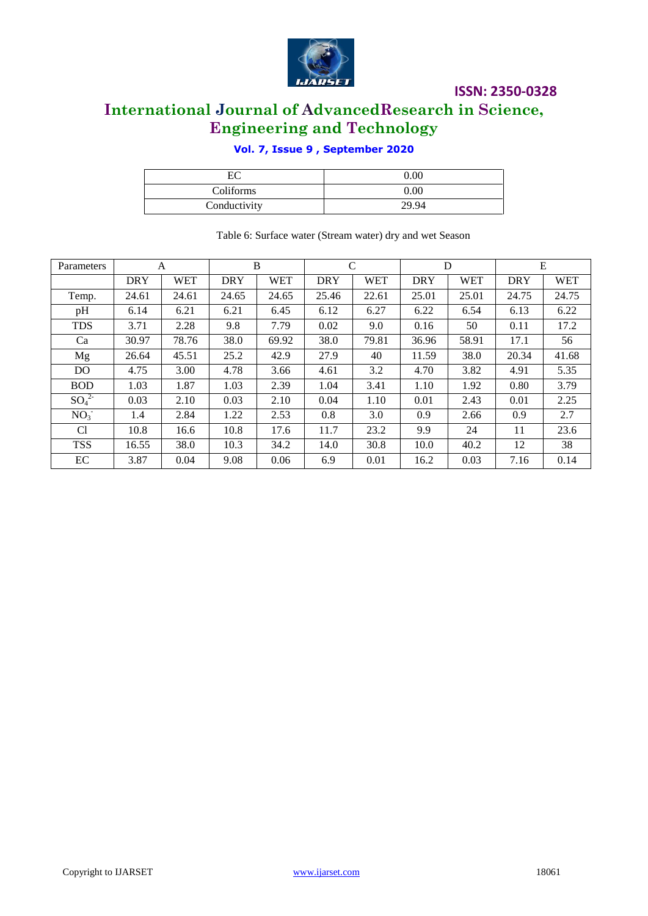| | |
|---|---|
| EC | 0.00 |
| Coliforms | 0.00 |
| Conductivity | 29.94 |

Table 6: Surface water (Stream water) dry and wet Season

| Parameters | A | | B | | C | | D | | E | |
|---|---|---|---|---|---|---|---|---|---|---|
| | DRY | WET | DRY | WET | DRY | WET | DRY | WET | DRY | WET |
| Temp. | 24.61 | 24.61 | 24.65 | 24.65 | 25.46 | 22.61 | 25.01 | 25.01 | 24.75 | 24.75 |
| pH | 6.14 | 6.21 | 6.21 | 6.45 | 6.12 | 6.27 | 6.22 | 6.54 | 6.13 | 6.22 |
| TDS | 3.71 | 2.28 | 9.8 | 7.79 | 0.02 | 9.0 | 0.16 | 50 | 0.11 | 17.2 |
| Ca | 30.97 | 78.76 | 38.0 | 69.92 | 38.0 | 79.81 | 36.96 | 58.91 | 17.1 | 56 |
| Mg | 26.64 | 45.51 | 25.2 | 42.9 | 27.9 | 40 | 11.59 | 38.0 | 20.34 | 41.68 |
| DO | 4.75 | 3.00 | 4.78 | 3.66 | 4.61 | 3.2 | 4.70 | 3.82 | 4.91 | 5.35 |
| BOD | 1.03 | 1.87 | 1.03 | 2.39 | 1.04 | 3.41 | 1.10 | 1.92 | 0.80 | 3.79 |
| $SO_4^{2-}$ | 0.03 | 2.10 | 0.03 | 2.10 | 0.04 | 1.10 | 0.01 | 2.43 | 0.01 | 2.25 |
| $NO_3^-$ | 1.4 | 2.84 | 1.22 | 2.53 | 0.8 | 3.0 | 0.9 | 2.66 | 0.9 | 2.7 |
| Cl | 10.8 | 16.6 | 10.8 | 17.6 | 11.7 | 23.2 | 9.9 | 24 | 11 | 23.6 |
| TSS | 16.55 | 38.0 | 10.3 | 34.2 | 14.0 | 30.8 | 10.0 | 40.2 | 12 | 38 |
| EC | 3.87 | 0.04 | 9.08 | 0.06 | 6.9 | 0.01 | 16.2 | 0.03 | 7.16 | 0.14 |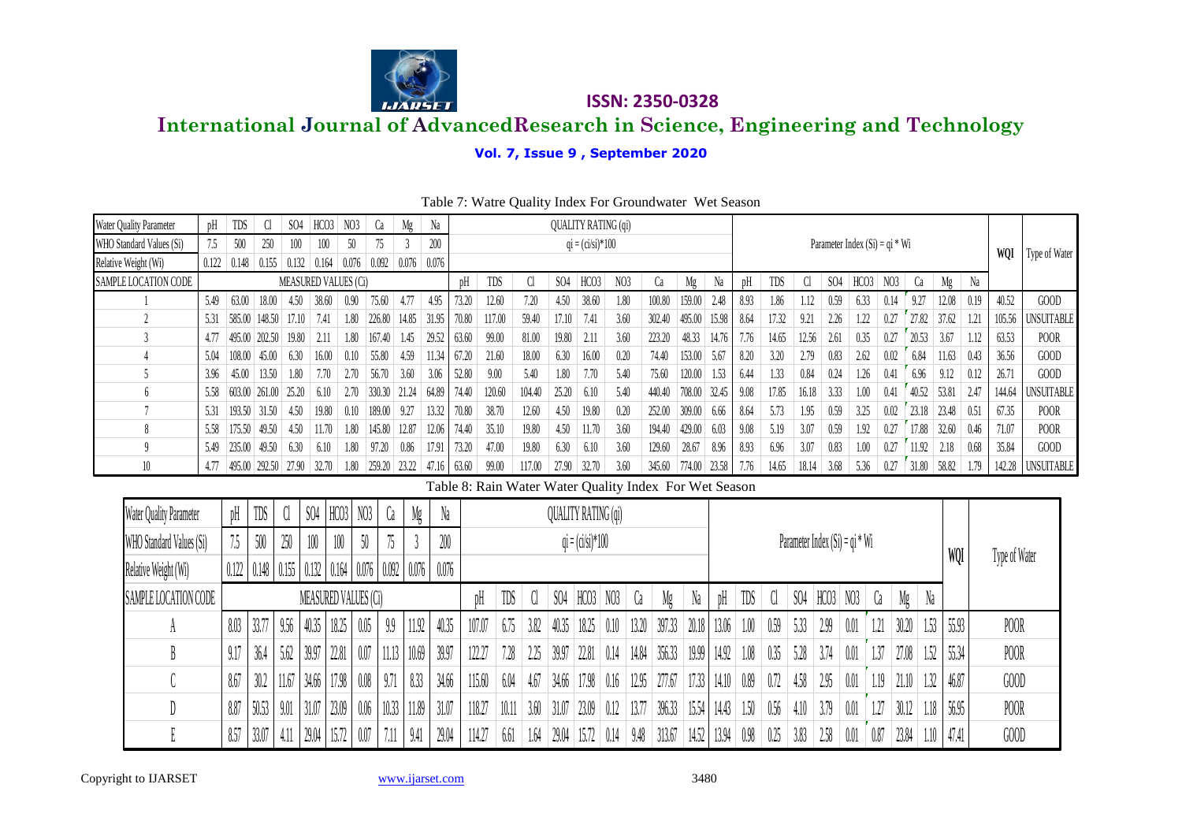Table 7: Watre Quality Index For Groundwater Wet Season

| Water Quality Parameter | pH | TDS | Cl | SO4 | HCO3 | NO3 | Ca | Mg | Na | QUALITY RATING (qi) | | | | | | | | | Parameter Index (Si) = qi * Wi | | | | | | | | | WQI | Type of Water |
|---|---|---|---|---|---|---|---|---|---|---|---|---|---|---|---|---|---|---|---|---|---|---|---|---|---|---|---|---|---|
| WHO Standard Values (Si) | 7.5 | 500 | 250 | 100 | 100 | 50 | 75 | 3 | 200 | qi = (ci/si)*100 | | | | | | | | | | | | | | | | | | | |
| Relative Weight (Wi) | 0.122 | 0.148 | 0.155 | 0.132 | 0.164 | 0.076 | 0.092 | 0.076 | 0.076 | | | | | | | | | | | | | | | | | | | | |
| SAMPLE LOCATION CODE | MEASURED VALUES (Ci) | | | | | | | | | pH | TDS | Cl | SO4 | HCO3 | NO3 | Ca | Mg | Na | pH | TDS | Cl | SO4 | HCO3 | NO3 | Ca | Mg | Na | | |
| 1 | 5.49 | 63.00 | 18.00 | 4.50 | 38.60 | 0.90 | 75.60 | 4.77 | 4.95 | 73.20 | 12.60 | 7.20 | 4.50 | 38.60 | 1.80 | 100.80 | 159.00 | 2.48 | 8.93 | 1.86 | 1.12 | 0.59 | 6.33 | 0.14 | 9.27 | 12.08 | 0.19 | 40.52 | GOOD |
| 2 | 5.31 | 585.00 | 148.50 | 17.10 | 7.41 | 1.80 | 226.80 | 14.85 | 31.95 | 70.80 | 117.00 | 59.40 | 17.10 | 7.41 | 3.60 | 302.40 | 495.00 | 15.98 | 8.64 | 17.32 | 9.21 | 2.26 | 1.22 | 0.27 | 27.82 | 37.62 | 1.21 | 105.56 | UNSUITABLE |
| 3 | 4.77 | 495.00 | 202.50 | 19.80 | 2.11 | 1.80 | 167.40 | 1.45 | 29.52 | 63.60 | 99.00 | 81.00 | 19.80 | 2.11 | 3.60 | 223.20 | 48.33 | 14.76 | 7.76 | 14.65 | 12.56 | 2.61 | 0.35 | 0.27 | 20.53 | 3.67 | 1.12 | 63.53 | POOR |
| 4 | 5.04 | 108.00 | 45.00 | 6.30 | 16.00 | 0.10 | 55.80 | 4.59 | 11.34 | 67.20 | 21.60 | 18.00 | 6.30 | 16.00 | 0.20 | 74.40 | 153.00 | 5.67 | 8.20 | 3.20 | 2.79 | 0.83 | 2.62 | 0.02 | 6.84 | 11.63 | 0.43 | 36.56 | GOOD |
| 5 | 3.96 | 45.00 | 13.50 | 1.80 | 7.70 | 2.70 | 56.70 | 3.60 | 3.06 | 52.80 | 9.00 | 5.40 | 1.80 | 7.70 | 5.40 | 75.60 | 120.00 | 1.53 | 6.44 | 1.33 | 0.84 | 0.24 | 1.26 | 0.41 | 6.96 | 9.12 | 0.12 | 26.71 | GOOD |
| 6 | 5.58 | 603.00 | 261.00 | 25.20 | 6.10 | 2.70 | 330.30 | 21.24 | 64.89 | 74.40 | 120.60 | 104.40 | 25.20 | 6.10 | 5.40 | 440.40 | 708.00 | 32.45 | 9.08 | 17.85 | 16.18 | 3.33 | 1.00 | 0.41 | 40.52 | 53.81 | 2.47 | 144.64 | UNSUITABLE |
| 7 | 5.31 | 193.50 | 31.50 | 4.50 | 19.80 | 0.10 | 189.00 | 9.27 | 13.32 | 70.80 | 38.70 | 12.60 | 4.50 | 19.80 | 0.20 | 252.00 | 309.00 | 6.66 | 8.64 | 5.73 | 1.95 | 0.59 | 3.25 | 0.02 | 23.18 | 23.48 | 0.51 | 67.35 | POOR |
| 8 | 5.58 | 175.50 | 49.50 | 4.50 | 11.70 | 1.80 | 145.80 | 12.87 | 12.06 | 74.40 | 35.10 | 19.80 | 4.50 | 11.70 | 3.60 | 194.40 | 429.00 | 6.03 | 9.08 | 5.19 | 3.07 | 0.59 | 1.92 | 0.27 | 17.88 | 32.60 | 0.46 | 71.07 | POOR |
| 9 | 5.49 | 235.00 | 49.50 | 6.30 | 6.10 | 1.80 | 97.20 | 0.86 | 17.91 | 73.20 | 47.00 | 19.80 | 6.30 | 6.10 | 3.60 | 129.60 | 28.67 | 8.96 | 8.93 | 6.96 | 3.07 | 0.83 | 1.00 | 0.27 | 11.92 | 2.18 | 0.68 | 35.84 | GOOD |
| 10 | 4.77 | 495.00 | 292.50 | 27.90 | 32.70 | 1.80 | 259.20 | 23.22 | 47.16 | 63.60 | 99.00 | 117.00 | 27.90 | 32.70 | 3.60 | 345.60 | 774.00 | 23.58 | 7.76 | 14.65 | 18.14 | 3.68 | 5.36 | 0.27 | 31.80 | 58.82 | 1.79 | 142.28 | UNSUITABLE |

Table 8: Rain Water Water Quality Index For Wet Season

| Water Quality Parameter | pH | TDS | Cl | SO4 | HCO3 | NO3 | Ca | Mg | Na | QUALITY RATING (qi) | | | | | | | | | Parameter Index (Si) = qi * Wi | | | | | | | | | WQI | Type of Water |
|---|---|---|---|---|---|---|---|---|---|---|---|---|---|---|---|---|---|---|---|---|---|---|---|---|---|---|---|---|---|
| WHO Standard Values (Si) | 7.5 | 500 | 250 | 100 | 100 | 50 | 75 | 3 | 200 | qi = (ci/si)*100 | | | | | | | | | | | | | | | | | | | |
| Relative Weight (Wi) | 0.122 | 0.148 | 0.155 | 0.132 | 0.164 | 0.076 | 0.092 | 0.076 | 0.076 | | | | | | | | | | | | | | | | | | | | |
| SAMPLE LOCATION CODE | MEASURED VALUES (Ci) | | | | | | | | | pH | TDS | Cl | SO4 | HCO3 | NO3 | Ca | Mg | Na | pH | TDS | Cl | SO4 | HCO3 | NO3 | Ca | Mg | Na | | |
| A | 8.03 | 33.77 | 9.56 | 40.35 | 18.25 | 0.05 | 9.9 | 11.92 | 40.35 | 107.07 | 6.75 | 3.82 | 40.35 | 18.25 | 0.10 | 13.20 | 397.33 | 20.18 | 13.06 | 1.00 | 0.59 | 5.33 | 2.99 | 0.01 | 1.21 | 30.20 | 1.53 | 55.93 | POOR |
| B | 9.17 | 36.4 | 5.62 | 39.97 | 22.81 | 0.07 | 11.13 | 10.69 | 39.97 | 122.27 | 7.28 | 2.25 | 39.97 | 22.81 | 0.14 | 14.84 | 356.33 | 19.99 | 14.92 | 1.08 | 0.35 | 5.28 | 3.74 | 0.01 | 1.37 | 27.08 | 1.52 | 55.34 | POOR |
| C | 8.67 | 30.2 | 11.67 | 34.66 | 17.98 | 0.08 | 9.71 | 8.33 | 34.66 | 115.60 | 6.04 | 4.67 | 34.66 | 17.98 | 0.16 | 12.95 | 277.67 | 17.33 | 14.10 | 0.89 | 0.72 | 4.58 | 2.95 | 0.01 | 1.19 | 21.10 | 1.32 | 46.87 | GOOD |
| D | 8.87 | 50.53 | 9.01 | 31.07 | 23.09 | 0.06 | 10.33 | 11.89 | 31.07 | 118.27 | 10.11 | 3.60 | 31.07 | 23.09 | 0.12 | 13.77 | 396.33 | 15.54 | 14.43 | 1.50 | 0.56 | 4.10 | 3.79 | 0.01 | 1.27 | 30.12 | 1.18 | 56.95 | POOR |
| E | 8.57 | 33.07 | 4.11 | 29.04 | 15.72 | 0.07 | 7.11 | 9.41 | 29.04 | 114.27 | 6.61 | 1.64 | 29.04 | 15.72 | 0.14 | 9.48 | 313.67 | 14.52 | 13.94 | 0.98 | 0.25 | 3.83 | 2.58 | 0.01 | 0.87 | 23.84 | 1.10 | 47.41 | GOOD |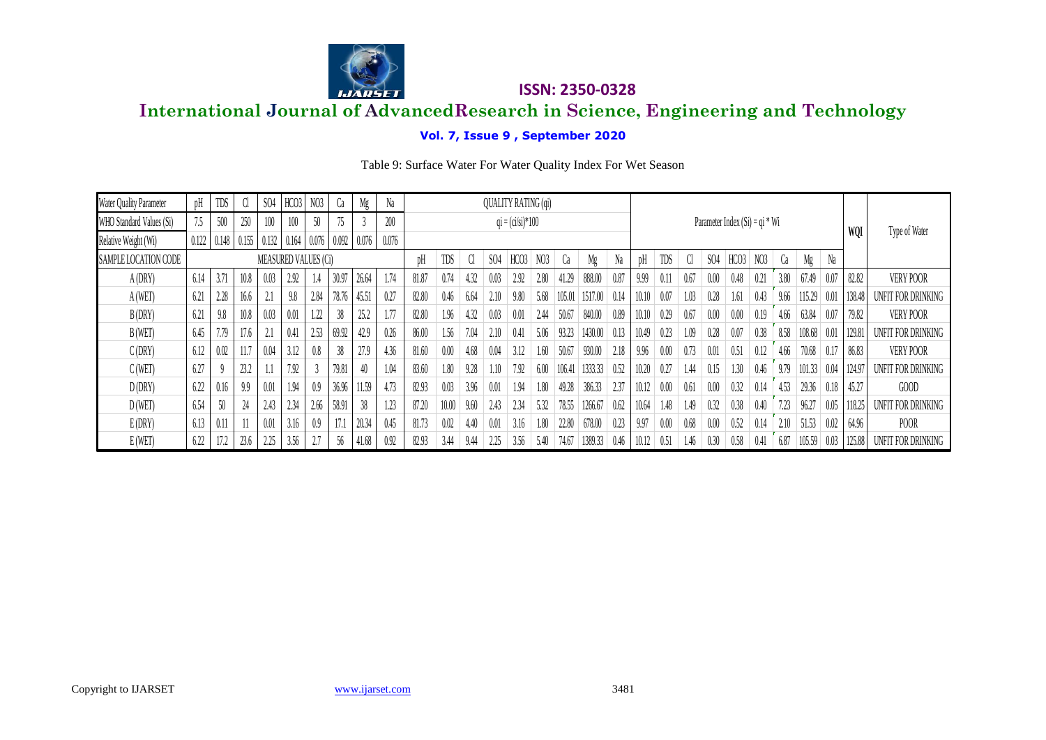Table 9: Surface Water For Water Quality Index For Wet Season

| Water Quality Parameter | pH | TDS | Cl | SO4 | HCO3 | NO3 | Ca | Mg | Na | QUALITY RATING (qi) | | | | | | | | | Parameter Index (Si) = qi * Wi | | | | | | | | | WQI | Type of Water |
|---|---|---|---|---|---|---|---|---|---|---|---|---|---|---|---|---|---|---|---|---|---|---|---|---|---|---|---|---|---|
| WHO Standard Values (Si) | 7.5 | 500 | 250 | 100 | 100 | 50 | 75 | 3 | 200 | qi = (ci/si)*100 | | | | | | | | | | | | | | | | | | | |
| Relative Weight (Wi) | 0.122 | 0.148 | 0.155 | 0.132 | 0.164 | 0.076 | 0.092 | 0.076 | 0.076 | | | | | | | | | | | | | | | | | | | | |
| SAMPLE LOCATION CODE | MEASURED VALUES (Ci) | | | | | | | | | pH | TDS | Cl | SO4 | HCO3 | NO3 | Ca | Mg | Na | pH | TDS | Cl | SO4 | HCO3 | NO3 | Ca | Mg | Na | | |
| A (DRY) | 6.14 | 3.71 | 10.8 | 0.03 | 2.92 | 1.4 | 30.97 | 26.64 | 1.74 | 81.87 | 0.74 | 4.32 | 0.03 | 2.92 | 2.80 | 41.29 | 888.00 | 0.87 | 9.99 | 0.11 | 0.67 | 0.00 | 0.48 | 0.21 | 3.80 | 67.49 | 0.07 | 82.82 | VERY POOR |
| A (WET) | 6.21 | 2.28 | 16.6 | 2.1 | 9.8 | 2.84 | 78.76 | 45.51 | 0.27 | 82.80 | 0.46 | 6.64 | 2.10 | 9.80 | 5.68 | 105.01 | 1517.00 | 0.14 | 10.10 | 0.07 | 1.03 | 0.28 | 1.61 | 0.43 | 9.66 | 115.29 | 0.01 | 138.48 | UNFIT FOR DRINKING |
| B (DRY) | 6.21 | 9.8 | 10.8 | 0.03 | 0.01 | 1.22 | 38 | 25.2 | 1.77 | 82.80 | 1.96 | 4.32 | 0.03 | 0.01 | 2.44 | 50.67 | 840.00 | 0.89 | 10.10 | 0.29 | 0.67 | 0.00 | 0.00 | 0.19 | 4.66 | 63.84 | 0.07 | 79.82 | VERY POOR |
| B (WET) | 6.45 | 7.79 | 17.6 | 2.1 | 0.41 | 2.53 | 69.92 | 42.9 | 0.26 | 86.00 | 1.56 | 7.04 | 2.10 | 0.41 | 5.06 | 93.23 | 1430.00 | 0.13 | 10.49 | 0.23 | 1.09 | 0.28 | 0.07 | 0.38 | 8.58 | 108.68 | 0.01 | 129.81 | UNFIT FOR DRINKING |
| C (DRY) | 6.12 | 0.02 | 11.7 | 0.04 | 3.12 | 0.8 | 38 | 27.9 | 4.36 | 81.60 | 0.00 | 4.68 | 0.04 | 3.12 | 1.60 | 50.67 | 930.00 | 2.18 | 9.96 | 0.00 | 0.73 | 0.01 | 0.51 | 0.12 | 4.66 | 70.68 | 0.17 | 86.83 | VERY POOR |
| C (WET) | 6.27 | 9 | 23.2 | 1.1 | 7.92 | 3 | 79.81 | 40 | 1.04 | 83.60 | 1.80 | 9.28 | 1.10 | 7.92 | 6.00 | 106.41 | 1333.33 | 0.52 | 10.20 | 0.27 | 1.44 | 0.15 | 1.30 | 0.46 | 9.79 | 101.33 | 0.04 | 124.97 | UNFIT FOR DRINKING |
| D (DRY) | 6.22 | 0.16 | 9.9 | 0.01 | 1.94 | 0.9 | 36.96 | 11.59 | 4.73 | 82.93 | 0.03 | 3.96 | 0.01 | 1.94 | 1.80 | 49.28 | 386.33 | 2.37 | 10.12 | 0.00 | 0.61 | 0.00 | 0.32 | 0.14 | 4.53 | 29.36 | 0.18 | 45.27 | GOOD |
| D (WET) | 6.54 | 50 | 24 | 2.43 | 2.34 | 2.66 | 58.91 | 38 | 1.23 | 87.20 | 10.00 | 9.60 | 2.43 | 2.34 | 5.32 | 78.55 | 1266.67 | 0.62 | 10.64 | 1.48 | 1.49 | 0.32 | 0.38 | 0.40 | 7.23 | 96.27 | 0.05 | 118.25 | UNFIT FOR DRINKING |
| E (DRY) | 6.13 | 0.11 | 11 | 0.01 | 3.16 | 0.9 | 17.1 | 20.34 | 0.45 | 81.73 | 0.02 | 4.40 | 0.01 | 3.16 | 1.80 | 22.80 | 678.00 | 0.23 | 9.97 | 0.00 | 0.68 | 0.00 | 0.52 | 0.14 | 2.10 | 51.53 | 0.02 | 64.96 | POOR |
| E (WET) | 6.22 | 17.2 | 23.6 | 2.25 | 3.56 | 2.7 | 56 | 41.68 | 0.92 | 82.93 | 3.44 | 9.44 | 2.25 | 3.56 | 5.40 | 74.67 | 1389.33 | 0.46 | 10.12 | 0.51 | 1.46 | 0.30 | 0.58 | 0.41 | 6.87 | 105.59 | 0.03 | 125.88 | UNFIT FOR DRINKING |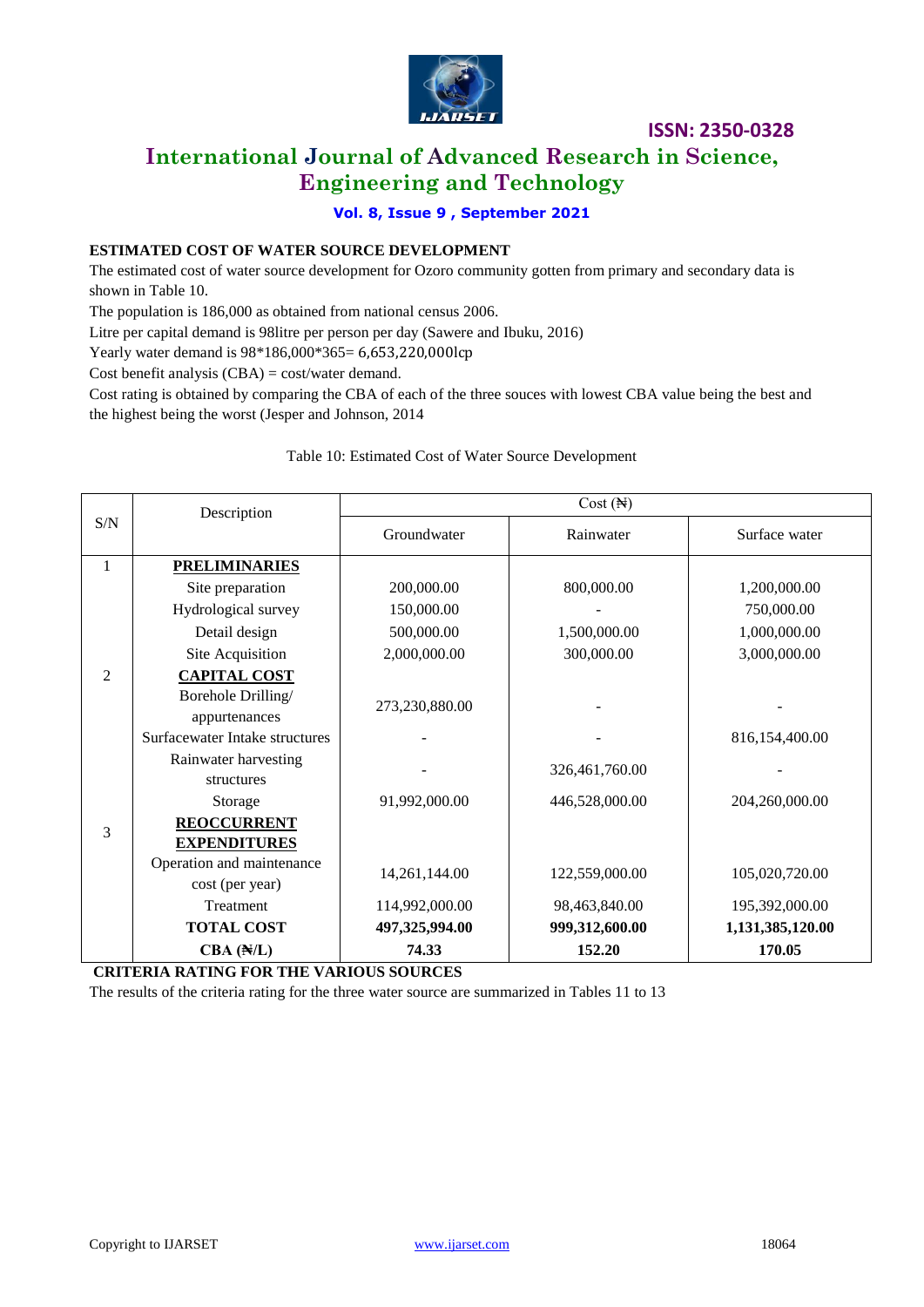### ESTIMATED COST OF WATER SOURCE DEVELOPMENT

The estimated cost of water source development for Ozoro community gotten from primary and secondary data is shown in Table 10.

The population is 186,000 as obtained from national census 2006.

Litre per capital demand is 98litre per person per day (Sawere and Ibuku, 2016)

Yearly water demand is 98*186,000*365= 6,653,220,000lcp

Cost benefit analysis (CBA) = cost/water demand.

Cost rating is obtained by comparing the CBA of each of the three souces with lowest CBA value being the best and the highest being the worst (Jesper and Johnson, 2014

Table 10: Estimated Cost of Water Source Development

| S/N | Description | Cost (₦) | | |
|---|---|---|---|---|
| | | Groundwater | Rainwater | Surface water |
| 1 | **PRELIMINARIES** | | | |
| | Site preparation | 200,000.00 | 800,000.00 | 1,200,000.00 |
| | Hydrological survey | 150,000.00 | - | 750,000.00 |
| | Detail design | 500,000.00 | 1,500,000.00 | 1,000,000.00 |
| | Site Acquisition | 2,000,000.00 | 300,000.00 | 3,000,000.00 |
| 2 | **CAPITAL COST** | | | |
| | Borehole Drilling/ appurtenances | 273,230,880.00 | - | - |
| | Surfacewater Intake structures | - | - | 816,154,400.00 |
| | Rainwater harvesting structures | - | 326,461,760.00 | - |
| | Storage | 91,992,000.00 | 446,528,000.00 | 204,260,000.00 |
| 3 | **REOCCURRENT EXPENDITURES** | | | |
| | Operation and maintenance cost (per year) | 14,261,144.00 | 122,559,000.00 | 105,020,720.00 |
| | Treatment | 114,992,000.00 | 98,463,840.00 | 195,392,000.00 |
| | **TOTAL COST** | **497,325,994.00** | **999,312,600.00** | **1,131,385,120.00** |
| | **CBA (₦/L)** | **74.33** | **152.20** | **170.05** |

### CRITERIA RATING FOR THE VARIOUS SOURCES

The results of the criteria rating for the three water source are summarized in Tables 11 to 13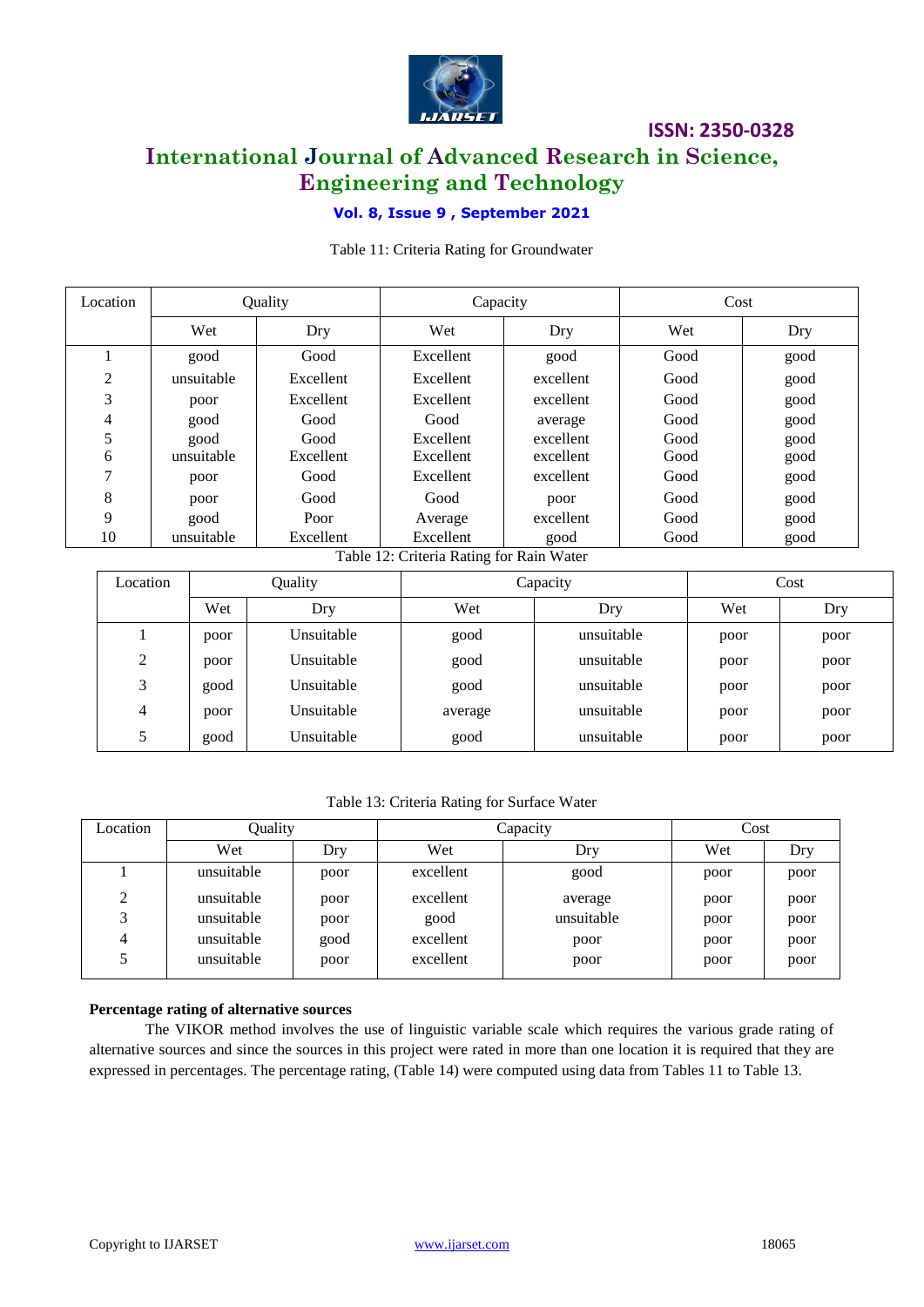Table 11: Criteria Rating for Groundwater

| Location | Quality | | Capacity | | Cost | |
|---|---|---|---|---|---|---|
| | Wet | Dry | Wet | Dry | Wet | Dry |
| 1 | good | Good | Excellent | good | Good | good |
| 2 | unsuitable | Excellent | Excellent | excellent | Good | good |
| 3 | poor | Excellent | Excellent | excellent | Good | good |
| 4 | good | Good | Good | average | Good | good |
| 5 | good | Good | Excellent | excellent | Good | good |
| 6 | unsuitable | Excellent | Excellent | excellent | Good | good |
| 7 | poor | Good | Excellent | excellent | Good | good |
| 8 | poor | Good | Good | poor | Good | good |
| 9 | good | Poor | Average | excellent | Good | good |
| 10 | unsuitable | Excellent | Excellent | good | Good | good |

Table 12: Criteria Rating for Rain Water

| Location | Quality | | Capacity | | Cost | |
|---|---|---|---|---|---|---|
| | Wet | Dry | Wet | Dry | Wet | Dry |
| 1 | poor | Unsuitable | good | unsuitable | poor | poor |
| 2 | poor | Unsuitable | good | unsuitable | poor | poor |
| 3 | good | Unsuitable | good | unsuitable | poor | poor |
| 4 | poor | Unsuitable | average | unsuitable | poor | poor |
| 5 | good | Unsuitable | good | unsuitable | poor | poor |

Table 13: Criteria Rating for Surface Water

| Location | Quality | | Capacity | | Cost | |
|---|---|---|---|---|---|---|
| | Wet | Dry | Wet | Dry | Wet | Dry |
| 1 | unsuitable | poor | excellent | good | poor | poor |
| 2 | unsuitable | poor | excellent | average | poor | poor |
| 3 | unsuitable | poor | good | unsuitable | poor | poor |
| 4 | unsuitable | good | excellent | poor | poor | poor |
| 5 | unsuitable | poor | excellent | poor | poor | poor |

**Percentage rating of alternative sources**

The VIKOR method involves the use of linguistic variable scale which requires the various grade rating of alternative sources and since the sources in this project were rated in more than one location it is required that they are expressed in percentages. The percentage rating, (Table 14) were computed using data from Tables 11 to Table 13.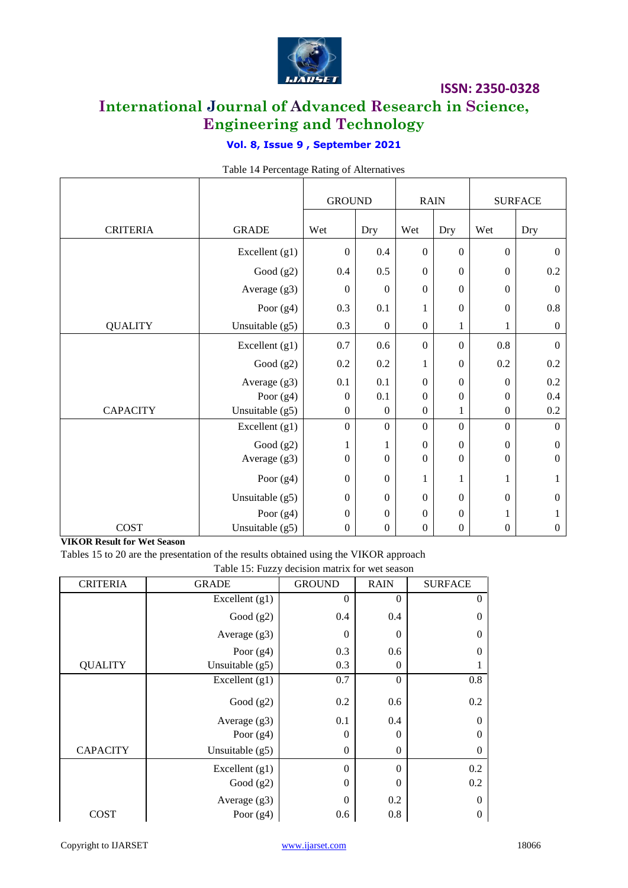Table 14 Percentage Rating of Alternatives

| CRITERIA | GRADE | GROUND | | RAIN | | SURFACE | |
|---|---|---|---|---|---|---|---|
| | | Wet | Dry | Wet | Dry | Wet | Dry |
| | Excellent (g1) | 0 | 0.4 | 0 | 0 | 0 | 0 |
| | Good (g2) | 0.4 | 0.5 | 0 | 0 | 0 | 0.2 |
| | Average (g3) | 0 | 0 | 0 | 0 | 0 | 0 |
| | Poor (g4) | 0.3 | 0.1 | 1 | 0 | 0 | 0.8 |
| QUALITY | Unsuitable (g5) | 0.3 | 0 | 0 | 1 | 1 | 0 |
| | Excellent (g1) | 0.7 | 0.6 | 0 | 0 | 0.8 | 0 |
| | Good (g2) | 0.2 | 0.2 | 1 | 0 | 0.2 | 0.2 |
| | Average (g3) | 0.1 | 0.1 | 0 | 0 | 0 | 0.2 |
| | Poor (g4) | 0 | 0.1 | 0 | 0 | 0 | 0.4 |
| CAPACITY | Unsuitable (g5) | 0 | 0 | 0 | 1 | 0 | 0.2 |
| | Excellent (g1) | 0 | 0 | 0 | 0 | 0 | 0 |
| | Good (g2) | 1 | 1 | 0 | 0 | 0 | 0 |
| | Average (g3) | 0 | 0 | 0 | 0 | 0 | 0 |
| | Poor (g4) | 0 | 0 | 1 | 1 | 1 | 1 |
| | Unsuitable (g5) | 0 | 0 | 0 | 0 | 0 | 0 |
| | Poor (g4) | 0 | 0 | 0 | 0 | 1 | 1 |
| COST | Unsuitable (g5) | 0 | 0 | 0 | 0 | 0 | 0 |

**VIKOR Result for Wet Season**

Tables 15 to 20 are the presentation of the results obtained using the VIKOR approach

Table 15: Fuzzy decision matrix for wet season

| CRITERIA | GRADE | GROUND | RAIN | SURFACE |
|---|---|---|---|---|
| | Excellent (g1) | 0 | 0 | 0 |
| | Good (g2) | 0.4 | 0.4 | 0 |
| | Average (g3) | 0 | 0 | 0 |
| | Poor (g4) | 0.3 | 0.6 | 0 |
| QUALITY | Unsuitable (g5) | 0.3 | 0 | 1 |
| | Excellent (g1) | 0.7 | 0 | 0.8 |
| | Good (g2) | 0.2 | 0.6 | 0.2 |
| | Average (g3) | 0.1 | 0.4 | 0 |
| | Poor (g4) | 0 | 0 | 0 |
| CAPACITY | Unsuitable (g5) | 0 | 0 | 0 |
| | Excellent (g1) | 0 | 0 | 0.2 |
| | Good (g2) | 0 | 0 | 0.2 |
| | Average (g3) | 0 | 0.2 | 0 |
| COST | Poor (g4) | 0.6 | 0.8 | 0 |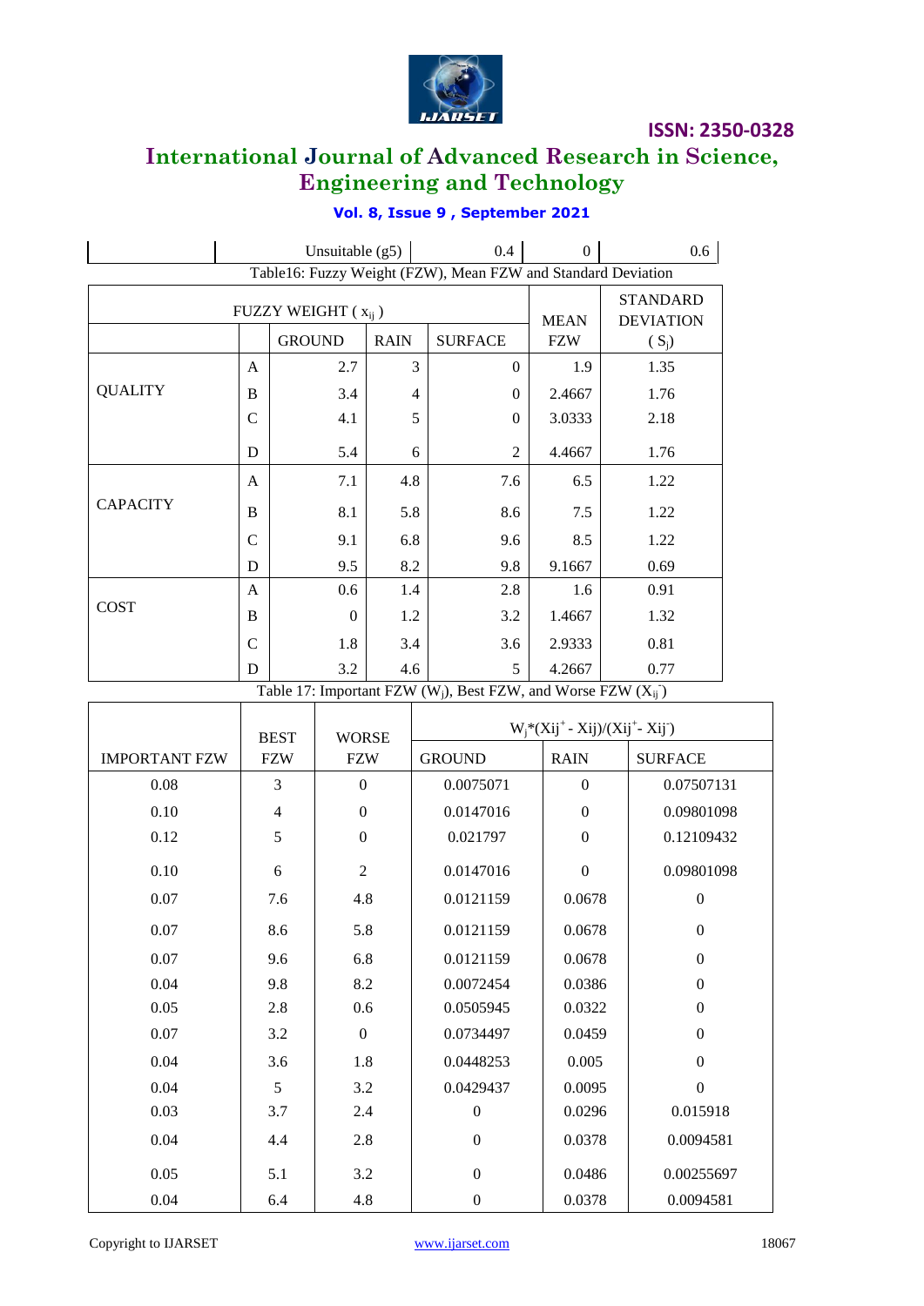| | Unsuitable (g5) | 0.4 | 0 | 0.6 |
|---|---|---|---|---|

Table16: Fuzzy Weight (FZW), Mean FZW and Standard Deviation

| FUZZY WEIGHT ( $x_{ij}$ ) | | | | | MEAN FZW | STANDARD DEVIATION ( $S_j$) |
|---|---|---|---|---|---|---|
| | | GROUND | RAIN | SURFACE | | |
| QUALITY | A | 2.7 | 3 | 0 | 1.9 | 1.35 |
| | B | 3.4 | 4 | 0 | 2.4667 | 1.76 |
| | C | 4.1 | 5 | 0 | 3.0333 | 2.18 |
| | D | 5.4 | 6 | 2 | 4.4667 | 1.76 |
| CAPACITY | A | 7.1 | 4.8 | 7.6 | 6.5 | 1.22 |
| | B | 8.1 | 5.8 | 8.6 | 7.5 | 1.22 |
| | C | 9.1 | 6.8 | 9.6 | 8.5 | 1.22 |
| | D | 9.5 | 8.2 | 9.8 | 9.1667 | 0.69 |
| COST | A | 0.6 | 1.4 | 2.8 | 1.6 | 0.91 |
| | B | 0 | 1.2 | 3.2 | 1.4667 | 1.32 |
| | C | 1.8 | 3.4 | 3.6 | 2.9333 | 0.81 |
| | D | 3.2 | 4.6 | 5 | 4.2667 | 0.77 |

Table 17: Important FZW ($W_j$), Best FZW, and Worse FZW ($X_{ij}^-$)

| IMPORTANT FZW | BEST FZW | WORSE FZW | $W_j*(Xij^+ - Xij)/(Xij^+ - Xij^-)$ | | |
|---|---|---|---|---|---|
| | | | GROUND | RAIN | SURFACE |
| 0.08 | 3 | 0 | 0.0075071 | 0 | 0.07507131 |
| 0.10 | 4 | 0 | 0.0147016 | 0 | 0.09801098 |
| 0.12 | 5 | 0 | 0.021797 | 0 | 0.12109432 |
| 0.10 | 6 | 2 | 0.0147016 | 0 | 0.09801098 |
| 0.07 | 7.6 | 4.8 | 0.0121159 | 0.0678 | 0 |
| 0.07 | 8.6 | 5.8 | 0.0121159 | 0.0678 | 0 |
| 0.07 | 9.6 | 6.8 | 0.0121159 | 0.0678 | 0 |
| 0.04 | 9.8 | 8.2 | 0.0072454 | 0.0386 | 0 |
| 0.05 | 2.8 | 0.6 | 0.0505945 | 0.0322 | 0 |
| 0.07 | 3.2 | 0 | 0.0734497 | 0.0459 | 0 |
| 0.04 | 3.6 | 1.8 | 0.0448253 | 0.005 | 0 |
| 0.04 | 5 | 3.2 | 0.0429437 | 0.0095 | 0 |
| 0.03 | 3.7 | 2.4 | 0 | 0.0296 | 0.015918 |
| 0.04 | 4.4 | 2.8 | 0 | 0.0378 | 0.0094581 |
| 0.05 | 5.1 | 3.2 | 0 | 0.0486 | 0.00255697 |
| 0.04 | 6.4 | 4.8 | 0 | 0.0378 | 0.0094581 |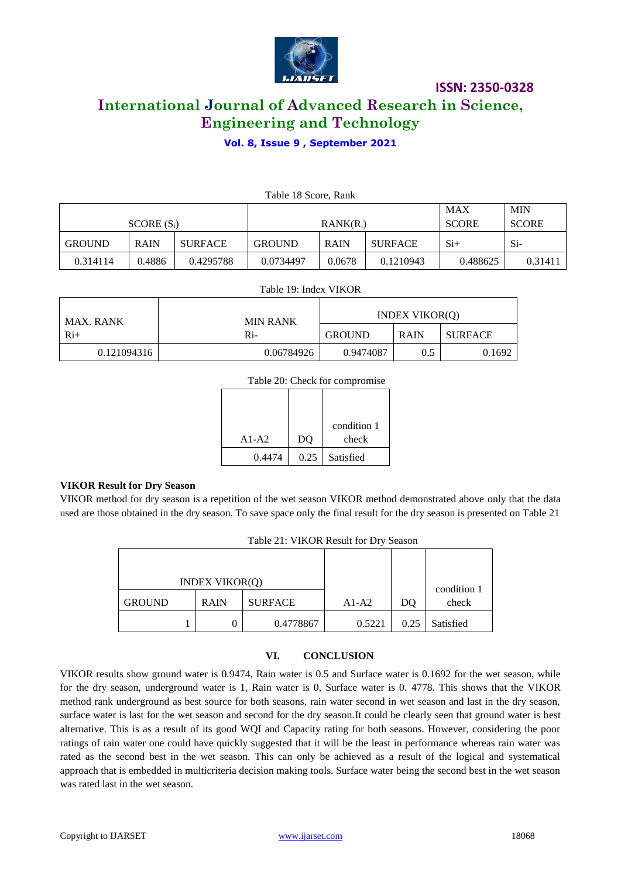Table 18 Score, Rank

| SCORE ($S_i$) | | | RANK($R_i$) | | | MAX SCORE | MIN SCORE |
|---|---|---|---|---|---|---|---|
| GROUND | RAIN | SURFACE | GROUND | RAIN | SURFACE | Si+ | Si- |
| 0.314114 | 0.4886 | 0.4295788 | 0.0734497 | 0.0678 | 0.1210943 | 0.488625 | 0.31411 |

Table 19: Index VIKOR

| MAX. RANK Ri+ | MIN RANK Ri- | INDEX VIKOR(Q) | | |
|---|---|---|---|---|
| | | GROUND | RAIN | SURFACE |
| 0.121094316 | 0.06784926 | 0.9474087 | 0.5 | 0.1692 |

Table 20: Check for compromise

| A1-A2 | DQ | condition 1 check |
|---|---|---|
| 0.4474 | 0.25 | Satisfied |

**VIKOR Result for Dry Season**

VIKOR method for dry season is a repetition of the wet season VIKOR method demonstrated above only that the data used are those obtained in the dry season. To save space only the final result for the dry season is presented on Table 21

Table 21: VIKOR Result for Dry Season

| INDEX VIKOR(Q) | | | A1-A2 | DQ | condition 1 check |
|---|---|---|---|---|---|
| GROUND | RAIN | SURFACE | | | |
| 1 | 0 | 0.4778867 | 0.5221 | 0.25 | Satisfied |

## VI. CONCLUSION

VIKOR results show ground water is 0.9474, Rain water is 0.5 and Surface water is 0.1692 for the wet season, while for the dry season, underground water is 1, Rain water is 0, Surface water is 0. 4778. This shows that the VIKOR method rank underground as best source for both seasons, rain water second in wet season and last in the dry season, surface water is last for the wet season and second for the dry season.It could be clearly seen that ground water is best alternative. This is as a result of its good WQI and Capacity rating for both seasons. However, considering the poor ratings of rain water one could have quickly suggested that it will be the least in performance whereas rain water was rated as the second best in the wet season. This can only be achieved as a result of the logical and systematical approach that is embedded in multicriteria decision making tools. Surface water being the second best in the wet season was rated last in the wet season.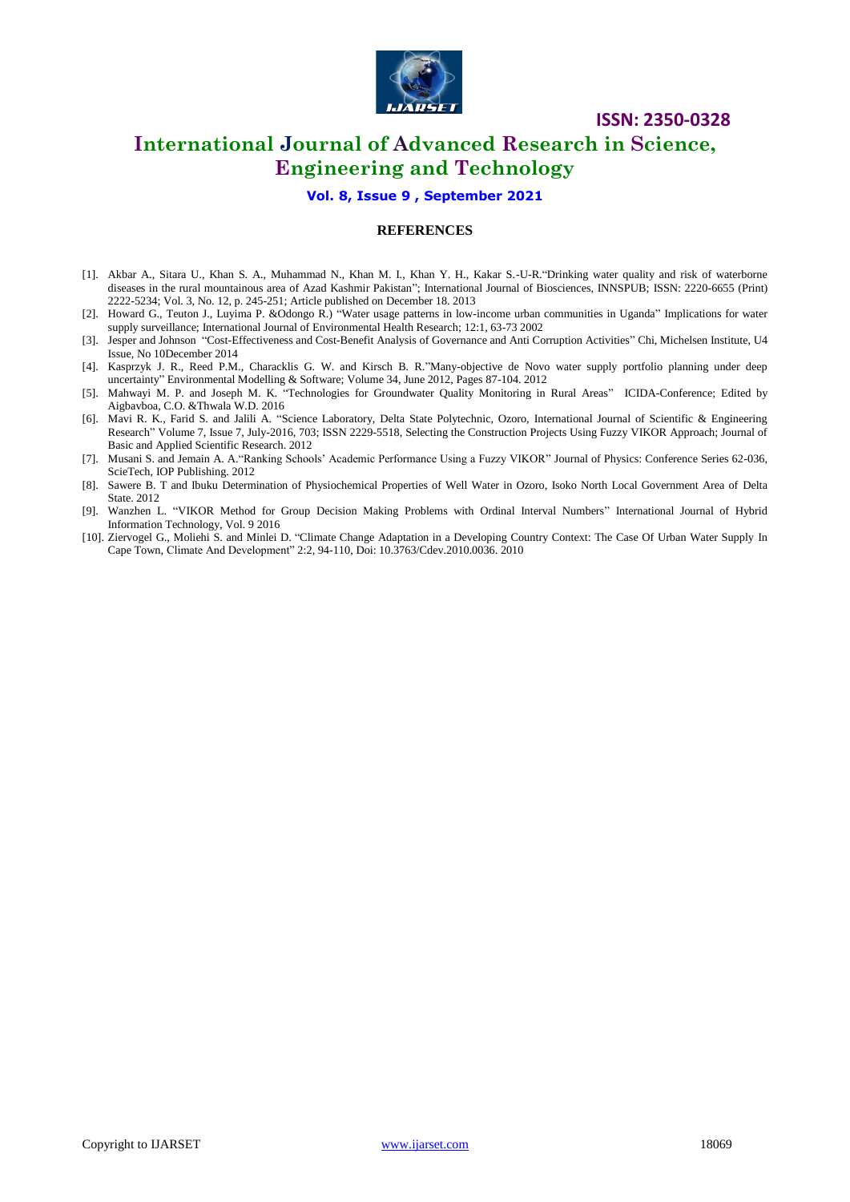## REFERENCES

[1]. Akbar A., Sitara U., Khan S. A., Muhammad N., Khan M. I., Khan Y. H., Kakar S.-U-R."Drinking water quality and risk of waterborne diseases in the rural mountainous area of Azad Kashmir Pakistan"; International Journal of Biosciences, INNSPUB; ISSN: 2220-6655 (Print) 2222-5234; Vol. 3, No. 12, p. 245-251; Article published on December 18. 2013

[2]. Howard G., Teuton J., Luyima P. &Odongo R.) "Water usage patterns in low-income urban communities in Uganda" Implications for water supply surveillance; International Journal of Environmental Health Research; 12:1, 63-73 2002

[3]. Jesper and Johnson "Cost-Effectiveness and Cost-Benefit Analysis of Governance and Anti Corruption Activities" Chi, Michelsen Institute, U4 Issue, No 10December 2014

[4]. Kasprzyk J. R., Reed P.M., Characklis G. W. and Kirsch B. R."Many-objective de Novo water supply portfolio planning under deep uncertainty" Environmental Modelling & Software; Volume 34, June 2012, Pages 87-104. 2012

[5]. Mahwayi M. P. and Joseph M. K. "Technologies for Groundwater Quality Monitoring in Rural Areas" ICIDA-Conference; Edited by Aigbavboa, C.O. &Thwala W.D. 2016

[6]. Mavi R. K., Farid S. and Jalili A. "Science Laboratory, Delta State Polytechnic, Ozoro, International Journal of Scientific & Engineering Research" Volume 7, Issue 7, July-2016, 703; ISSN 2229-5518, Selecting the Construction Projects Using Fuzzy VIKOR Approach; Journal of Basic and Applied Scientific Research. 2012

[7]. Musani S. and Jemain A. A."Ranking Schools' Academic Performance Using a Fuzzy VIKOR" Journal of Physics: Conference Series 62-036, ScieTech, IOP Publishing. 2012

[8]. Sawere B. T and Ibuku Determination of Physiochemical Properties of Well Water in Ozoro, Isoko North Local Government Area of Delta State. 2012

[9]. Wanzhen L. "VIKOR Method for Group Decision Making Problems with Ordinal Interval Numbers" International Journal of Hybrid Information Technology, Vol. 9 2016

[10]. Ziervogel G., Moliehi S. and Minlei D. "Climate Change Adaptation in a Developing Country Context: The Case Of Urban Water Supply In Cape Town, Climate And Development" 2:2, 94-110, Doi: 10.3763/Cdev.2010.0036. 2010